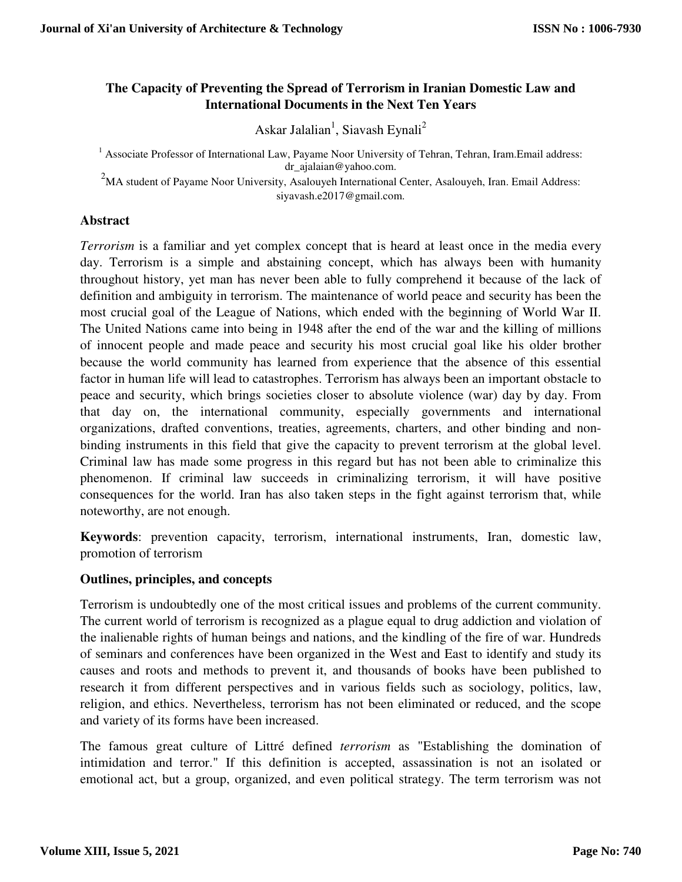# The Capacity of Preventing the Spread of Terrorism in Iranian Domestic Law and International Documents in the Next Ten Years

Askar Jalalian[1], Siavash Eynali[2]

[1] Associate Professor of International Law, Payame Noor University of Tehran, Tehran, Iram.Email address: dr_ajalaian@yahoo.com.

[2]MA student of Payame Noor University, Asalouyeh International Center, Asalouyeh, Iran. Email Address: siyavash.e2017@gmail.com.

## Abstract

*Terrorism* is a familiar and yet complex concept that is heard at least once in the media every day. Terrorism is a simple and abstaining concept, which has always been with humanity throughout history, yet man has never been able to fully comprehend it because of the lack of definition and ambiguity in terrorism. The maintenance of world peace and security has been the most crucial goal of the League of Nations, which ended with the beginning of World War II. The United Nations came into being in 1948 after the end of the war and the killing of millions of innocent people and made peace and security his most crucial goal like his older brother because the world community has learned from experience that the absence of this essential factor in human life will lead to catastrophes. Terrorism has always been an important obstacle to peace and security, which brings societies closer to absolute violence (war) day by day. From that day on, the international community, especially governments and international organizations, drafted conventions, treaties, agreements, charters, and other binding and non-binding instruments in this field that give the capacity to prevent terrorism at the global level. Criminal law has made some progress in this regard but has not been able to criminalize this phenomenon. If criminal law succeeds in criminalizing terrorism, it will have positive consequences for the world. Iran has also taken steps in the fight against terrorism that, while noteworthy, are not enough.

**Keywords**: prevention capacity, terrorism, international instruments, Iran, domestic law, promotion of terrorism

## Outlines, principles, and concepts

Terrorism is undoubtedly one of the most critical issues and problems of the current community. The current world of terrorism is recognized as a plague equal to drug addiction and violation of the inalienable rights of human beings and nations, and the kindling of the fire of war. Hundreds of seminars and conferences have been organized in the West and East to identify and study its causes and roots and methods to prevent it, and thousands of books have been published to research it from different perspectives and in various fields such as sociology, politics, law, religion, and ethics. Nevertheless, terrorism has not been eliminated or reduced, and the scope and variety of its forms have been increased.

The famous great culture of Littré defined *terrorism* as "Establishing the domination of intimidation and terror." If this definition is accepted, assassination is not an isolated or emotional act, but a group, organized, and even political strategy. The term terrorism was not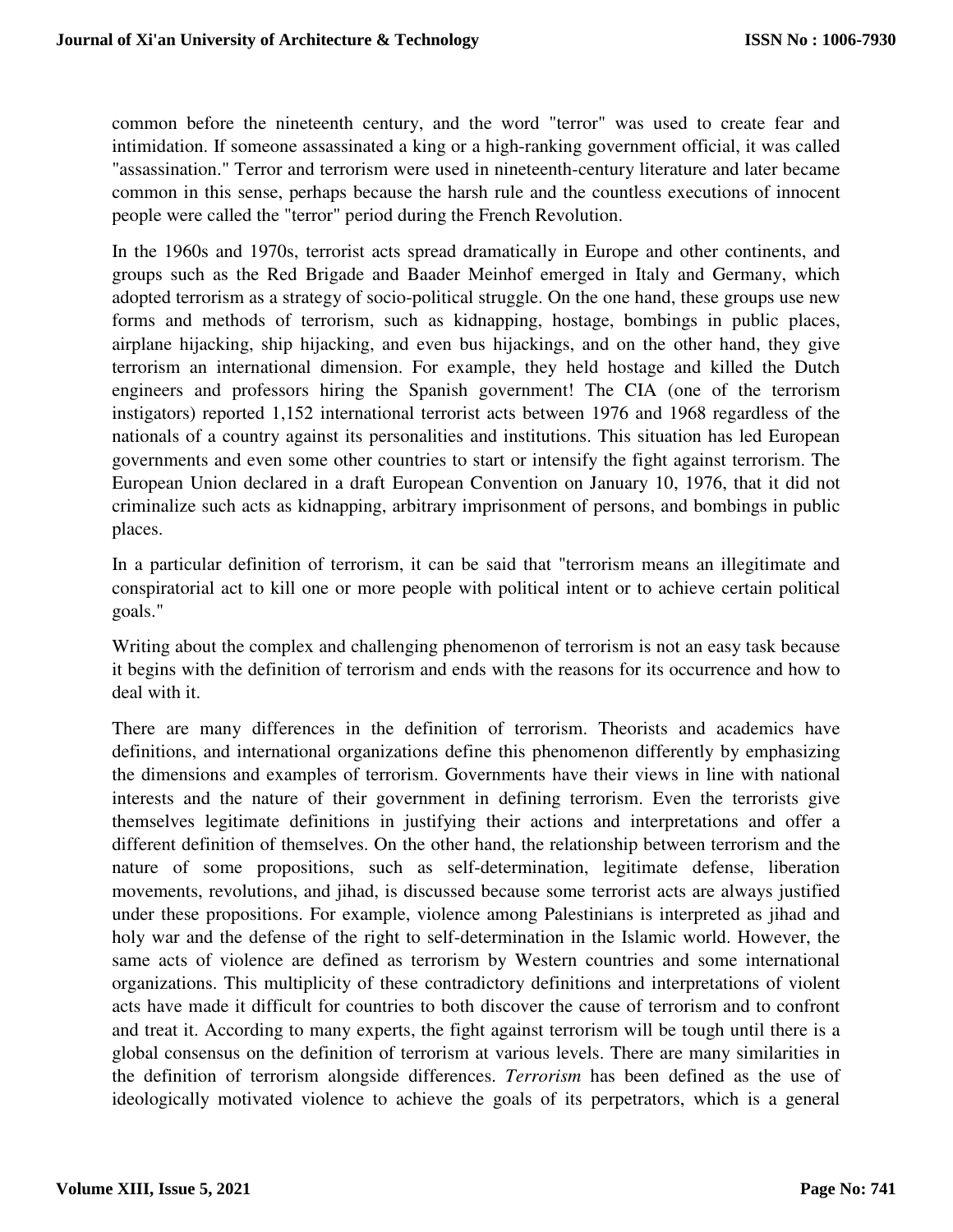common before the nineteenth century, and the word "terror" was used to create fear and intimidation. If someone assassinated a king or a high-ranking government official, it was called "assassination." Terror and terrorism were used in nineteenth-century literature and later became common in this sense, perhaps because the harsh rule and the countless executions of innocent people were called the "terror" period during the French Revolution.

In the 1960s and 1970s, terrorist acts spread dramatically in Europe and other continents, and groups such as the Red Brigade and Baader Meinhof emerged in Italy and Germany, which adopted terrorism as a strategy of socio-political struggle. On the one hand, these groups use new forms and methods of terrorism, such as kidnapping, hostage, bombings in public places, airplane hijacking, ship hijacking, and even bus hijackings, and on the other hand, they give terrorism an international dimension. For example, they held hostage and killed the Dutch engineers and professors hiring the Spanish government! The CIA (one of the terrorism instigators) reported 1,152 international terrorist acts between 1976 and 1968 regardless of the nationals of a country against its personalities and institutions. This situation has led European governments and even some other countries to start or intensify the fight against terrorism. The European Union declared in a draft European Convention on January 10, 1976, that it did not criminalize such acts as kidnapping, arbitrary imprisonment of persons, and bombings in public places.

In a particular definition of terrorism, it can be said that "terrorism means an illegitimate and conspiratorial act to kill one or more people with political intent or to achieve certain political goals."

Writing about the complex and challenging phenomenon of terrorism is not an easy task because it begins with the definition of terrorism and ends with the reasons for its occurrence and how to deal with it.

There are many differences in the definition of terrorism. Theorists and academics have definitions, and international organizations define this phenomenon differently by emphasizing the dimensions and examples of terrorism. Governments have their views in line with national interests and the nature of their government in defining terrorism. Even the terrorists give themselves legitimate definitions in justifying their actions and interpretations and offer a different definition of themselves. On the other hand, the relationship between terrorism and the nature of some propositions, such as self-determination, legitimate defense, liberation movements, revolutions, and jihad, is discussed because some terrorist acts are always justified under these propositions. For example, violence among Palestinians is interpreted as jihad and holy war and the defense of the right to self-determination in the Islamic world. However, the same acts of violence are defined as terrorism by Western countries and some international organizations. This multiplicity of these contradictory definitions and interpretations of violent acts have made it difficult for countries to both discover the cause of terrorism and to confront and treat it. According to many experts, the fight against terrorism will be tough until there is a global consensus on the definition of terrorism at various levels. There are many similarities in the definition of terrorism alongside differences. *Terrorism* has been defined as the use of ideologically motivated violence to achieve the goals of its perpetrators, which is a general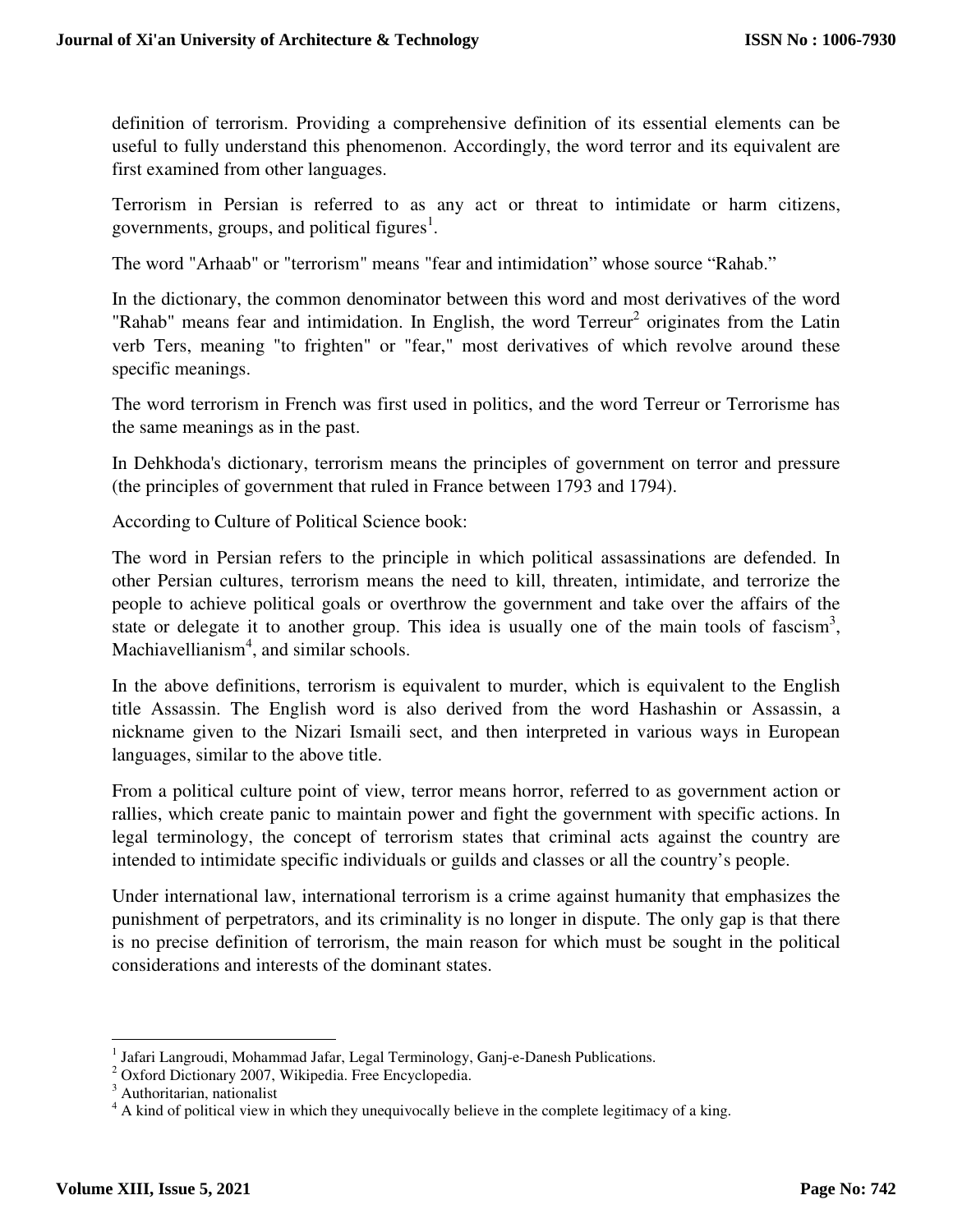definition of terrorism. Providing a comprehensive definition of its essential elements can be useful to fully understand this phenomenon. Accordingly, the word terror and its equivalent are first examined from other languages.

Terrorism in Persian is referred to as any act or threat to intimidate or harm citizens, governments, groups, and political figures[1].

The word "Arhaab" or "terrorism" means "fear and intimidation" whose source "Rahab."

In the dictionary, the common denominator between this word and most derivatives of the word "Rahab" means fear and intimidation. In English, the word Terreur[2] originates from the Latin verb Ters, meaning "to frighten" or "fear," most derivatives of which revolve around these specific meanings.

The word terrorism in French was first used in politics, and the word Terreur or Terrorisme has the same meanings as in the past.

In Dehkhoda's dictionary, terrorism means the principles of government on terror and pressure (the principles of government that ruled in France between 1793 and 1794).

According to Culture of Political Science book:

The word in Persian refers to the principle in which political assassinations are defended. In other Persian cultures, terrorism means the need to kill, threaten, intimidate, and terrorize the people to achieve political goals or overthrow the government and take over the affairs of the state or delegate it to another group. This idea is usually one of the main tools of fascism[3], Machiavellianism[4], and similar schools.

In the above definitions, terrorism is equivalent to murder, which is equivalent to the English title Assassin. The English word is also derived from the word Hashashin or Assassin, a nickname given to the Nizari Ismaili sect, and then interpreted in various ways in European languages, similar to the above title.

From a political culture point of view, terror means horror, referred to as government action or rallies, which create panic to maintain power and fight the government with specific actions. In legal terminology, the concept of terrorism states that criminal acts against the country are intended to intimidate specific individuals or guilds and classes or all the country's people.

Under international law, international terrorism is a crime against humanity that emphasizes the punishment of perpetrators, and its criminality is no longer in dispute. The only gap is that there is no precise definition of terrorism, the main reason for which must be sought in the political considerations and interests of the dominant states.

---

[1] Jafari Langroudi, Mohammad Jafar, Legal Terminology, Ganj-e-Danesh Publications.

[2] Oxford Dictionary 2007, Wikipedia. Free Encyclopedia.

[3] Authoritarian, nationalist

[4] A kind of political view in which they unequivocally believe in the complete legitimacy of a king.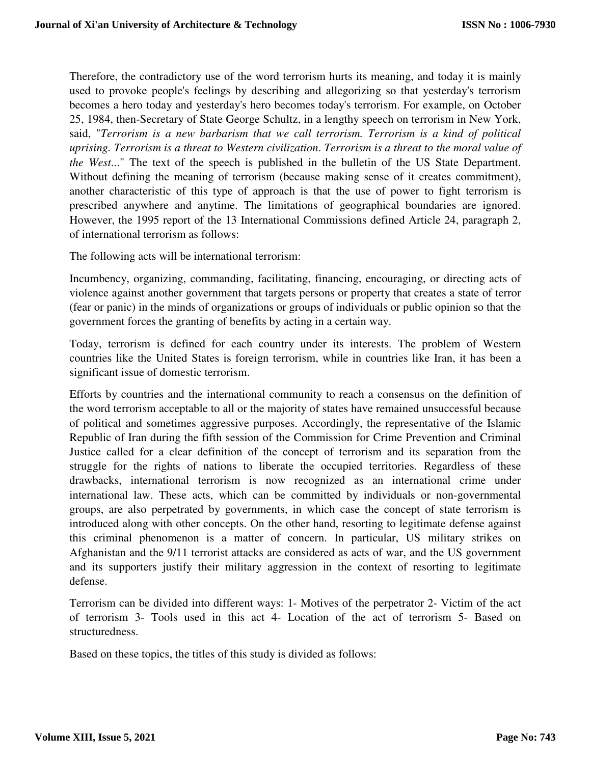Therefore, the contradictory use of the word terrorism hurts its meaning, and today it is mainly used to provoke people's feelings by describing and allegorizing so that yesterday's terrorism becomes a hero today and yesterday's hero becomes today's terrorism. For example, on October 25, 1984, then-Secretary of State George Schultz, in a lengthy speech on terrorism in New York, said, "*Terrorism is a new barbarism that we call terrorism. Terrorism is a kind of political uprising. Terrorism is a threat to Western civilization. Terrorism is a threat to the moral value of the West...*" The text of the speech is published in the bulletin of the US State Department. Without defining the meaning of terrorism (because making sense of it creates commitment), another characteristic of this type of approach is that the use of power to fight terrorism is prescribed anywhere and anytime. The limitations of geographical boundaries are ignored. However, the 1995 report of the 13 International Commissions defined Article 24, paragraph 2, of international terrorism as follows:

The following acts will be international terrorism:

Incumbency, organizing, commanding, facilitating, financing, encouraging, or directing acts of violence against another government that targets persons or property that creates a state of terror (fear or panic) in the minds of organizations or groups of individuals or public opinion so that the government forces the granting of benefits by acting in a certain way.

Today, terrorism is defined for each country under its interests. The problem of Western countries like the United States is foreign terrorism, while in countries like Iran, it has been a significant issue of domestic terrorism.

Efforts by countries and the international community to reach a consensus on the definition of the word terrorism acceptable to all or the majority of states have remained unsuccessful because of political and sometimes aggressive purposes. Accordingly, the representative of the Islamic Republic of Iran during the fifth session of the Commission for Crime Prevention and Criminal Justice called for a clear definition of the concept of terrorism and its separation from the struggle for the rights of nations to liberate the occupied territories. Regardless of these drawbacks, international terrorism is now recognized as an international crime under international law. These acts, which can be committed by individuals or non-governmental groups, are also perpetrated by governments, in which case the concept of state terrorism is introduced along with other concepts. On the other hand, resorting to legitimate defense against this criminal phenomenon is a matter of concern. In particular, US military strikes on Afghanistan and the 9/11 terrorist attacks are considered as acts of war, and the US government and its supporters justify their military aggression in the context of resorting to legitimate defense.

Terrorism can be divided into different ways: 1- Motives of the perpetrator 2- Victim of the act of terrorism 3- Tools used in this act 4- Location of the act of terrorism 5- Based on structuredness.

Based on these topics, the titles of this study is divided as follows: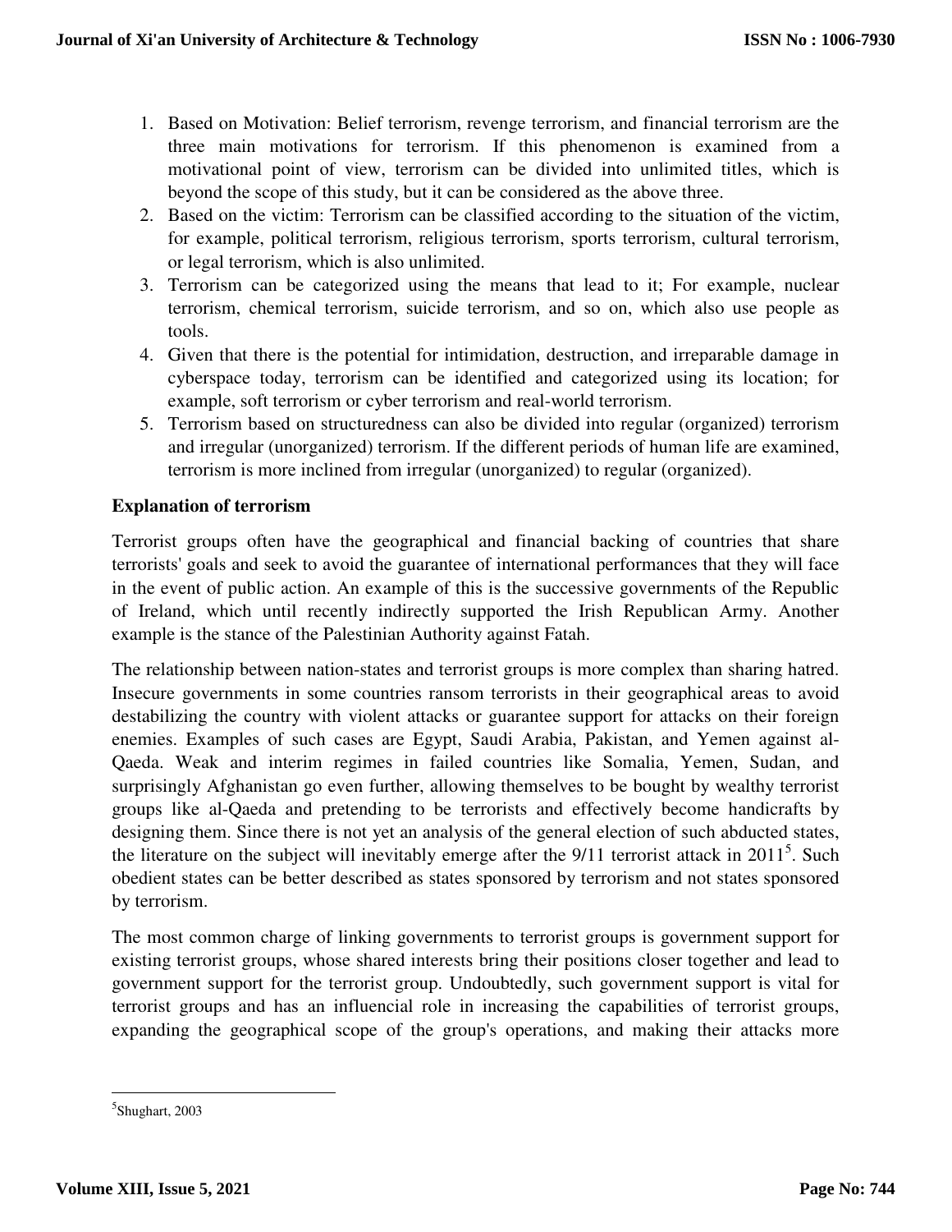1. Based on Motivation: Belief terrorism, revenge terrorism, and financial terrorism are the three main motivations for terrorism. If this phenomenon is examined from a motivational point of view, terrorism can be divided into unlimited titles, which is beyond the scope of this study, but it can be considered as the above three.
2. Based on the victim: Terrorism can be classified according to the situation of the victim, for example, political terrorism, religious terrorism, sports terrorism, cultural terrorism, or legal terrorism, which is also unlimited.
3. Terrorism can be categorized using the means that lead to it; For example, nuclear terrorism, chemical terrorism, suicide terrorism, and so on, which also use people as tools.
4. Given that there is the potential for intimidation, destruction, and irreparable damage in cyberspace today, terrorism can be identified and categorized using its location; for example, soft terrorism or cyber terrorism and real-world terrorism.
5. Terrorism based on structuredness can also be divided into regular (organized) terrorism and irregular (unorganized) terrorism. If the different periods of human life are examined, terrorism is more inclined from irregular (unorganized) to regular (organized).

## Explanation of terrorism

Terrorist groups often have the geographical and financial backing of countries that share terrorists' goals and seek to avoid the guarantee of international performances that they will face in the event of public action. An example of this is the successive governments of the Republic of Ireland, which until recently indirectly supported the Irish Republican Army. Another example is the stance of the Palestinian Authority against Fatah.

The relationship between nation-states and terrorist groups is more complex than sharing hatred. Insecure governments in some countries ransom terrorists in their geographical areas to avoid destabilizing the country with violent attacks or guarantee support for attacks on their foreign enemies. Examples of such cases are Egypt, Saudi Arabia, Pakistan, and Yemen against al-Qaeda. Weak and interim regimes in failed countries like Somalia, Yemen, Sudan, and surprisingly Afghanistan go even further, allowing themselves to be bought by wealthy terrorist groups like al-Qaeda and pretending to be terrorists and effectively become handicrafts by designing them. Since there is not yet an analysis of the general election of such abducted states, the literature on the subject will inevitably emerge after the 9/11 terrorist attack in 2011[5]. Such obedient states can be better described as states sponsored by terrorism and not states sponsored by terrorism.

The most common charge of linking governments to terrorist groups is government support for existing terrorist groups, whose shared interests bring their positions closer together and lead to government support for the terrorist group. Undoubtedly, such government support is vital for terrorist groups and has an influencial role in increasing the capabilities of terrorist groups, expanding the geographical scope of the group's operations, and making their attacks more

---

[5] Shughart, 2003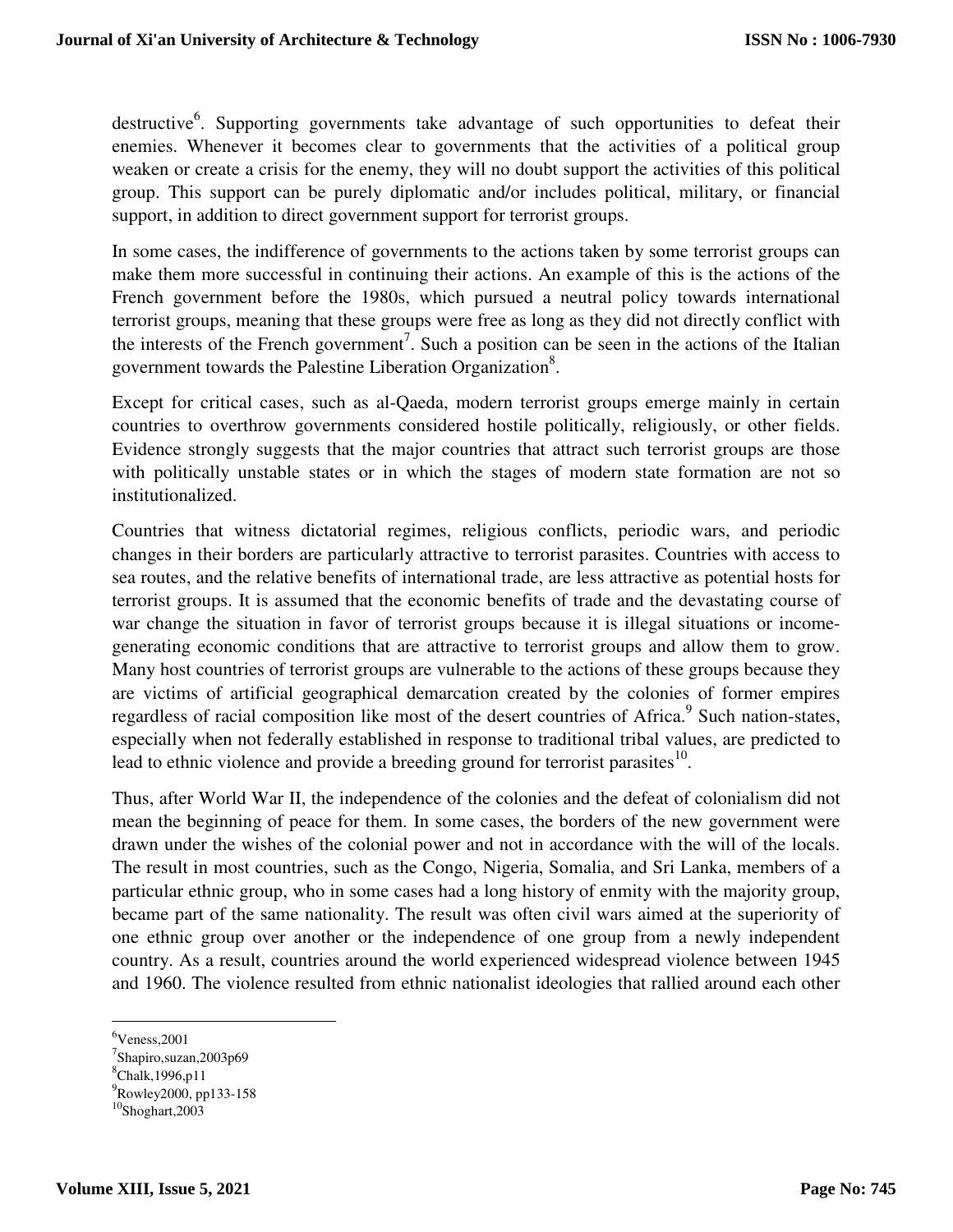destructive[6]. Supporting governments take advantage of such opportunities to defeat their enemies. Whenever it becomes clear to governments that the activities of a political group weaken or create a crisis for the enemy, they will no doubt support the activities of this political group. This support can be purely diplomatic and/or includes political, military, or financial support, in addition to direct government support for terrorist groups.

In some cases, the indifference of governments to the actions taken by some terrorist groups can make them more successful in continuing their actions. An example of this is the actions of the French government before the 1980s, which pursued a neutral policy towards international terrorist groups, meaning that these groups were free as long as they did not directly conflict with the interests of the French government[7]. Such a position can be seen in the actions of the Italian government towards the Palestine Liberation Organization[8].

Except for critical cases, such as al-Qaeda, modern terrorist groups emerge mainly in certain countries to overthrow governments considered hostile politically, religiously, or other fields. Evidence strongly suggests that the major countries that attract such terrorist groups are those with politically unstable states or in which the stages of modern state formation are not so institutionalized.

Countries that witness dictatorial regimes, religious conflicts, periodic wars, and periodic changes in their borders are particularly attractive to terrorist parasites. Countries with access to sea routes, and the relative benefits of international trade, are less attractive as potential hosts for terrorist groups. It is assumed that the economic benefits of trade and the devastating course of war change the situation in favor of terrorist groups because it is illegal situations or income-generating economic conditions that are attractive to terrorist groups and allow them to grow. Many host countries of terrorist groups are vulnerable to the actions of these groups because they are victims of artificial geographical demarcation created by the colonies of former empires regardless of racial composition like most of the desert countries of Africa.[9] Such nation-states, especially when not federally established in response to traditional tribal values, are predicted to lead to ethnic violence and provide a breeding ground for terrorist parasites[10].

Thus, after World War II, the independence of the colonies and the defeat of colonialism did not mean the beginning of peace for them. In some cases, the borders of the new government were drawn under the wishes of the colonial power and not in accordance with the will of the locals. The result in most countries, such as the Congo, Nigeria, Somalia, and Sri Lanka, members of a particular ethnic group, who in some cases had a long history of enmity with the majority group, became part of the same nationality. The result was often civil wars aimed at the superiority of one ethnic group over another or the independence of one group from a newly independent country. As a result, countries around the world experienced widespread violence between 1945 and 1960. The violence resulted from ethnic nationalist ideologies that rallied around each other

---

[6]Veness,2001

[7]Shapiro,suzan,2003p69

[8]Chalk,1996,p11

[9]Rowley2000, pp133-158

[10]Shoghart,2003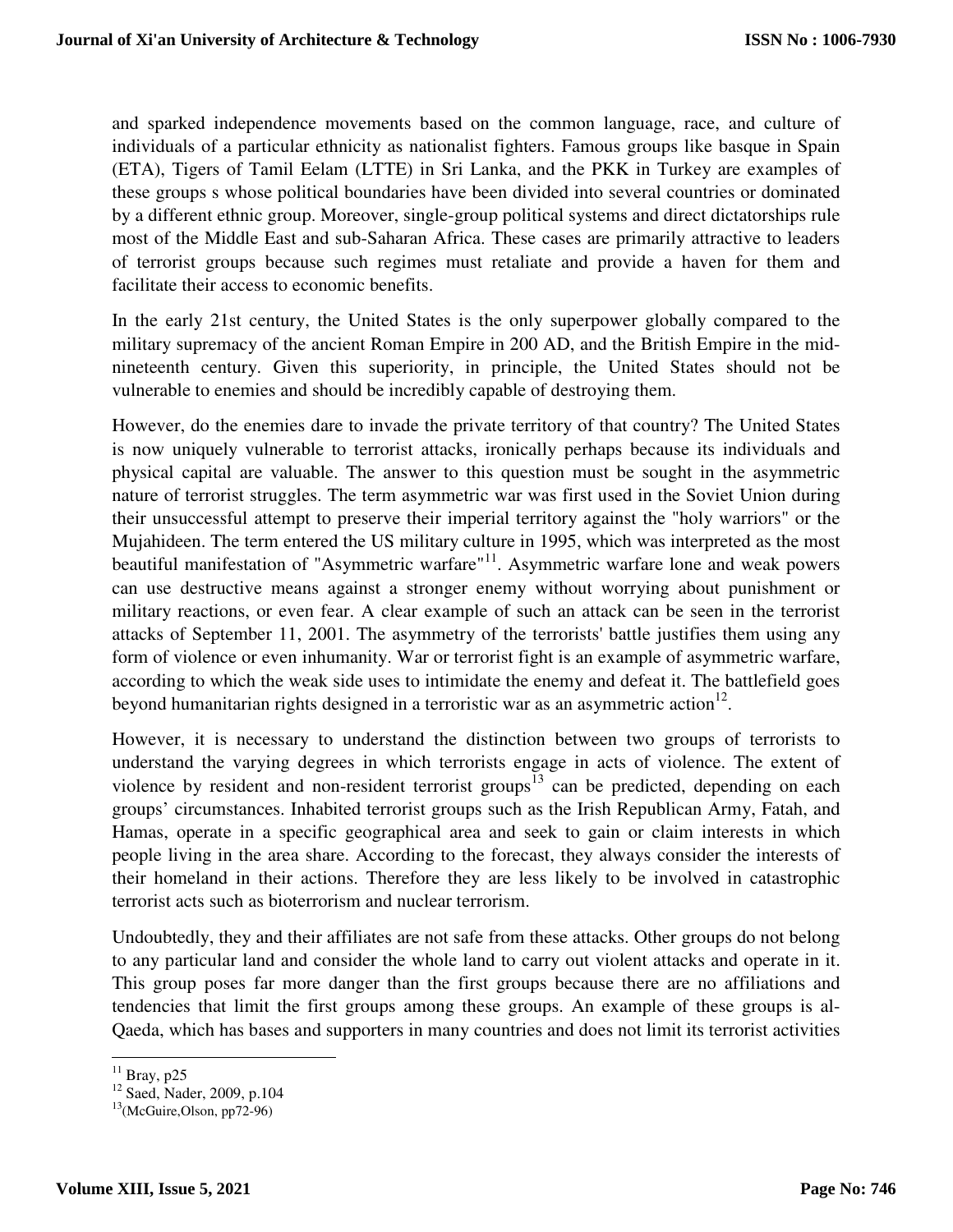and sparked independence movements based on the common language, race, and culture of individuals of a particular ethnicity as nationalist fighters. Famous groups like basque in Spain (ETA), Tigers of Tamil Eelam (LTTE) in Sri Lanka, and the PKK in Turkey are examples of these groups s whose political boundaries have been divided into several countries or dominated by a different ethnic group. Moreover, single-group political systems and direct dictatorships rule most of the Middle East and sub-Saharan Africa. These cases are primarily attractive to leaders of terrorist groups because such regimes must retaliate and provide a haven for them and facilitate their access to economic benefits.

In the early 21st century, the United States is the only superpower globally compared to the military supremacy of the ancient Roman Empire in 200 AD, and the British Empire in the mid-nineteenth century. Given this superiority, in principle, the United States should not be vulnerable to enemies and should be incredibly capable of destroying them.

However, do the enemies dare to invade the private territory of that country? The United States is now uniquely vulnerable to terrorist attacks, ironically perhaps because its individuals and physical capital are valuable. The answer to this question must be sought in the asymmetric nature of terrorist struggles. The term asymmetric war was first used in the Soviet Union during their unsuccessful attempt to preserve their imperial territory against the "holy warriors" or the Mujahideen. The term entered the US military culture in 1995, which was interpreted as the most beautiful manifestation of "Asymmetric warfare"[11]. Asymmetric warfare lone and weak powers can use destructive means against a stronger enemy without worrying about punishment or military reactions, or even fear. A clear example of such an attack can be seen in the terrorist attacks of September 11, 2001. The asymmetry of the terrorists' battle justifies them using any form of violence or even inhumanity. War or terrorist fight is an example of asymmetric warfare, according to which the weak side uses to intimidate the enemy and defeat it. The battlefield goes beyond humanitarian rights designed in a terroristic war as an asymmetric action[12].

However, it is necessary to understand the distinction between two groups of terrorists to understand the varying degrees in which terrorists engage in acts of violence. The extent of violence by resident and non-resident terrorist groups[13] can be predicted, depending on each groups' circumstances. Inhabited terrorist groups such as the Irish Republican Army, Fatah, and Hamas, operate in a specific geographical area and seek to gain or claim interests in which people living in the area share. According to the forecast, they always consider the interests of their homeland in their actions. Therefore they are less likely to be involved in catastrophic terrorist acts such as bioterrorism and nuclear terrorism.

Undoubtedly, they and their affiliates are not safe from these attacks. Other groups do not belong to any particular land and consider the whole land to carry out violent attacks and operate in it. This group poses far more danger than the first groups because there are no affiliations and tendencies that limit the first groups among these groups. An example of these groups is al-Qaeda, which has bases and supporters in many countries and does not limit its terrorist activities

---

[11] Bray, p25

[12] Saed, Nader, 2009, p.104

[13] (McGuire,Olson, pp72-96)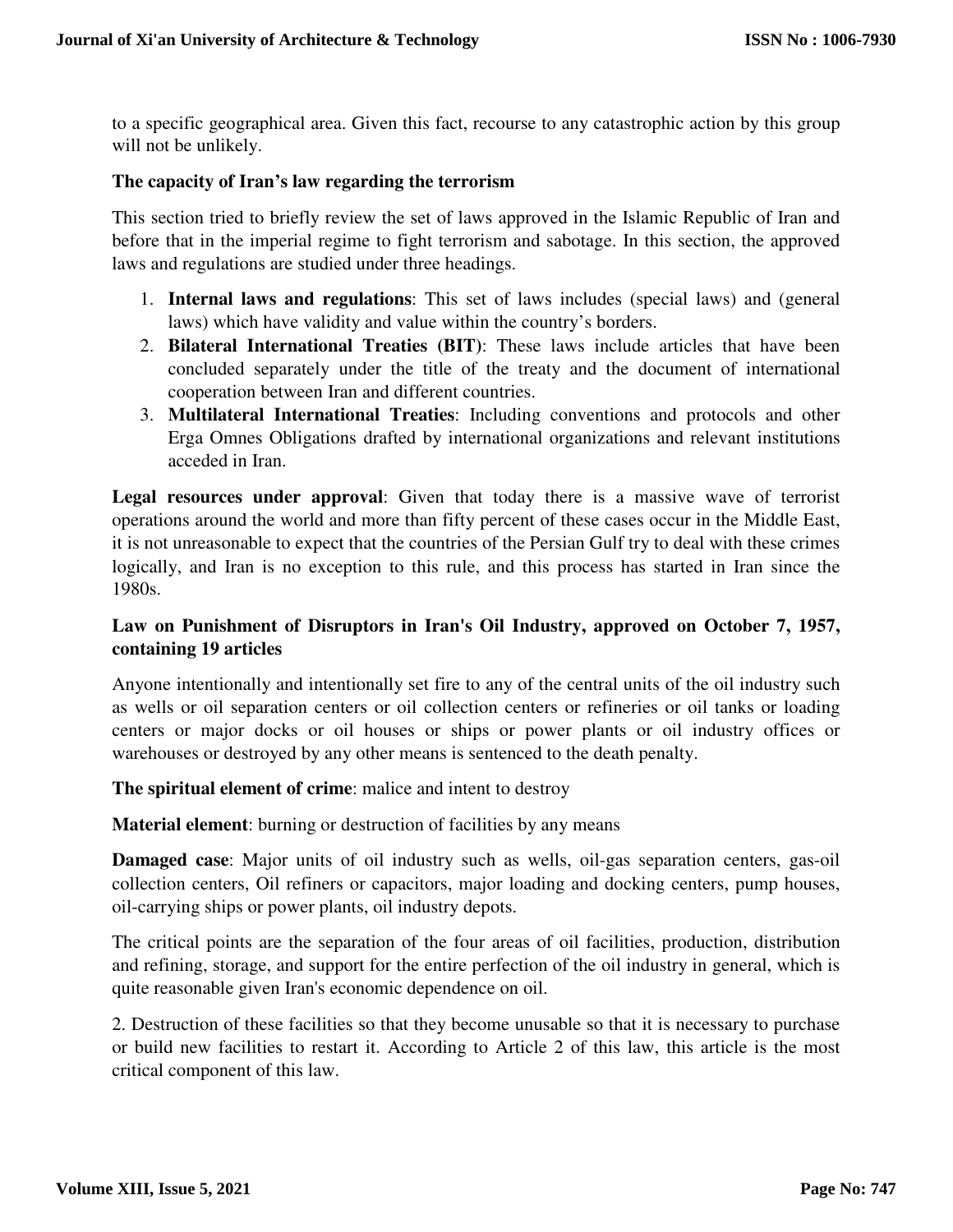to a specific geographical area. Given this fact, recourse to any catastrophic action by this group will not be unlikely.

### The capacity of Iran's law regarding the terrorism

This section tried to briefly review the set of laws approved in the Islamic Republic of Iran and before that in the imperial regime to fight terrorism and sabotage. In this section, the approved laws and regulations are studied under three headings.

1. **Internal laws and regulations**: This set of laws includes (special laws) and (general laws) which have validity and value within the country's borders.
2. **Bilateral International Treaties (BIT)**: These laws include articles that have been concluded separately under the title of the treaty and the document of international cooperation between Iran and different countries.
3. **Multilateral International Treaties**: Including conventions and protocols and other Erga Omnes Obligations drafted by international organizations and relevant institutions acceded in Iran.

**Legal resources under approval**: Given that today there is a massive wave of terrorist operations around the world and more than fifty percent of these cases occur in the Middle East, it is not unreasonable to expect that the countries of the Persian Gulf try to deal with these crimes logically, and Iran is no exception to this rule, and this process has started in Iran since the 1980s.

### Law on Punishment of Disruptors in Iran's Oil Industry, approved on October 7, 1957, containing 19 articles

Anyone intentionally and intentionally set fire to any of the central units of the oil industry such as wells or oil separation centers or oil collection centers or refineries or oil tanks or loading centers or major docks or oil houses or ships or power plants or oil industry offices or warehouses or destroyed by any other means is sentenced to the death penalty.

**The spiritual element of crime**: malice and intent to destroy

**Material element**: burning or destruction of facilities by any means

**Damaged case**: Major units of oil industry such as wells, oil-gas separation centers, gas-oil collection centers, Oil refiners or capacitors, major loading and docking centers, pump houses, oil-carrying ships or power plants, oil industry depots.

The critical points are the separation of the four areas of oil facilities, production, distribution and refining, storage, and support for the entire perfection of the oil industry in general, which is quite reasonable given Iran's economic dependence on oil.

2. Destruction of these facilities so that they become unusable so that it is necessary to purchase or build new facilities to restart it. According to Article 2 of this law, this article is the most critical component of this law.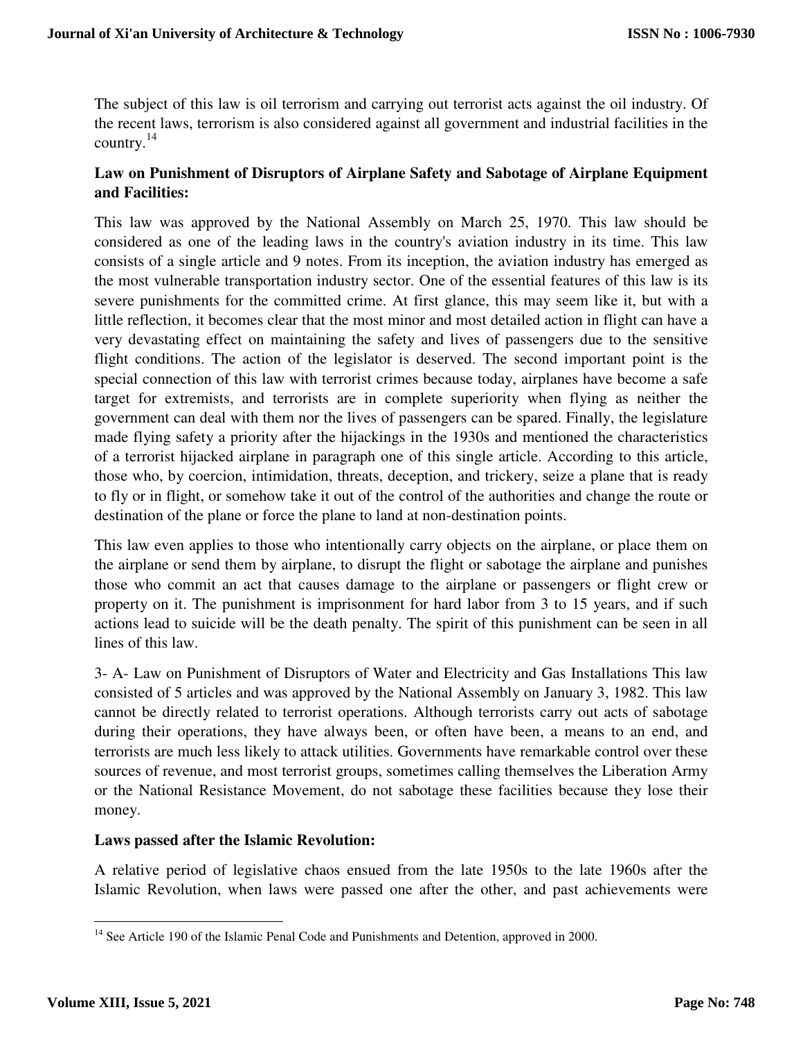The subject of this law is oil terrorism and carrying out terrorist acts against the oil industry. Of the recent laws, terrorism is also considered against all government and industrial facilities in the country.[14]

**Law on Punishment of Disruptors of Airplane Safety and Sabotage of Airplane Equipment and Facilities:**

This law was approved by the National Assembly on March 25, 1970. This law should be considered as one of the leading laws in the country's aviation industry in its time. This law consists of a single article and 9 notes. From its inception, the aviation industry has emerged as the most vulnerable transportation industry sector. One of the essential features of this law is its severe punishments for the committed crime. At first glance, this may seem like it, but with a little reflection, it becomes clear that the most minor and most detailed action in flight can have a very devastating effect on maintaining the safety and lives of passengers due to the sensitive flight conditions. The action of the legislator is deserved. The second important point is the special connection of this law with terrorist crimes because today, airplanes have become a safe target for extremists, and terrorists are in complete superiority when flying as neither the government can deal with them nor the lives of passengers can be spared. Finally, the legislature made flying safety a priority after the hijackings in the 1930s and mentioned the characteristics of a terrorist hijacked airplane in paragraph one of this single article. According to this article, those who, by coercion, intimidation, threats, deception, and trickery, seize a plane that is ready to fly or in flight, or somehow take it out of the control of the authorities and change the route or destination of the plane or force the plane to land at non-destination points.

This law even applies to those who intentionally carry objects on the airplane, or place them on the airplane or send them by airplane, to disrupt the flight or sabotage the airplane and punishes those who commit an act that causes damage to the airplane or passengers or flight crew or property on it. The punishment is imprisonment for hard labor from 3 to 15 years, and if such actions lead to suicide will be the death penalty. The spirit of this punishment can be seen in all lines of this law.

3- A- Law on Punishment of Disruptors of Water and Electricity and Gas Installations This law consisted of 5 articles and was approved by the National Assembly on January 3, 1982. This law cannot be directly related to terrorist operations. Although terrorists carry out acts of sabotage during their operations, they have always been, or often have been, a means to an end, and terrorists are much less likely to attack utilities. Governments have remarkable control over these sources of revenue, and most terrorist groups, sometimes calling themselves the Liberation Army or the National Resistance Movement, do not sabotage these facilities because they lose their money.

**Laws passed after the Islamic Revolution:**

A relative period of legislative chaos ensued from the late 1950s to the late 1960s after the Islamic Revolution, when laws were passed one after the other, and past achievements were

---

[14] See Article 190 of the Islamic Penal Code and Punishments and Detention, approved in 2000.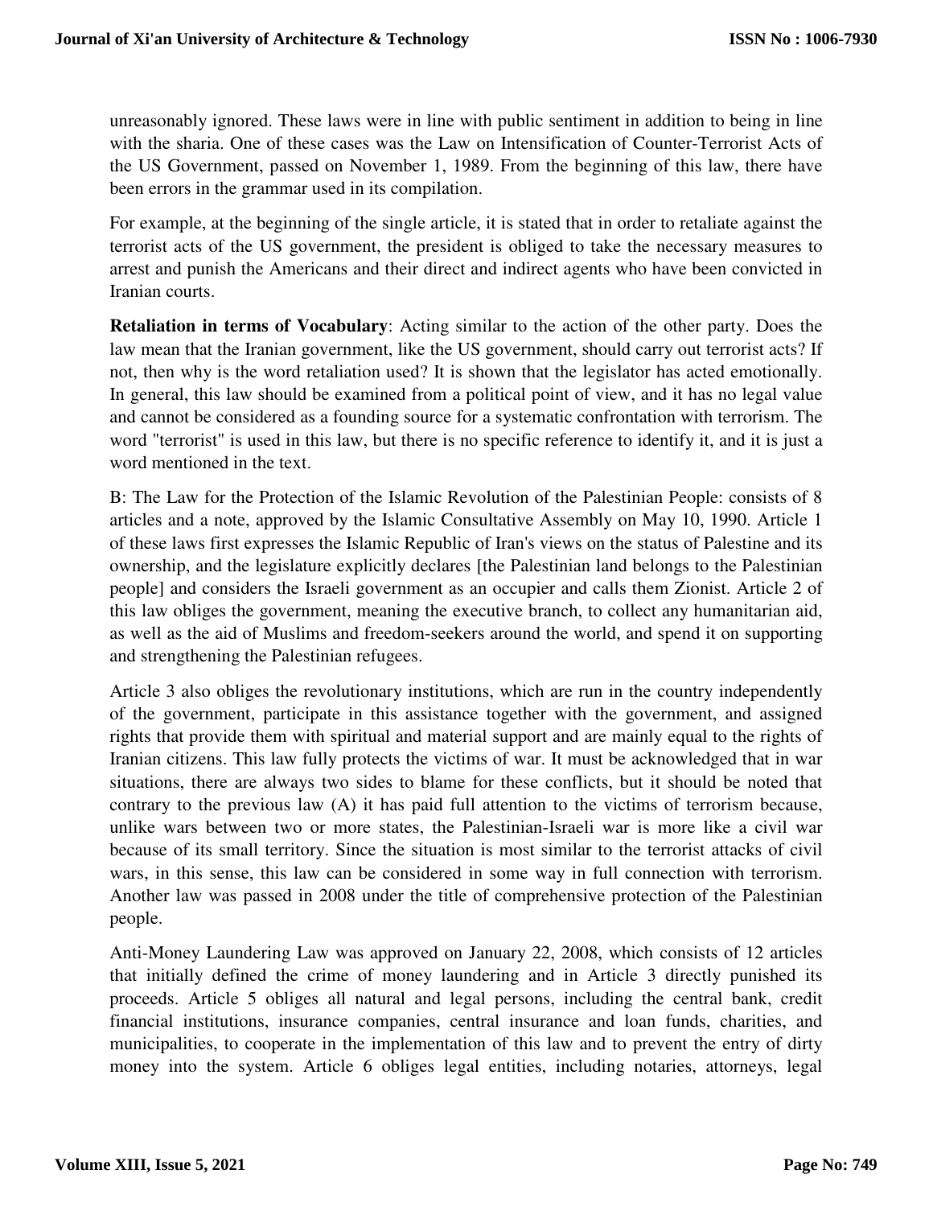unreasonably ignored. These laws were in line with public sentiment in addition to being in line with the sharia. One of these cases was the Law on Intensification of Counter-Terrorist Acts of the US Government, passed on November 1, 1989. From the beginning of this law, there have been errors in the grammar used in its compilation.

For example, at the beginning of the single article, it is stated that in order to retaliate against the terrorist acts of the US government, the president is obliged to take the necessary measures to arrest and punish the Americans and their direct and indirect agents who have been convicted in Iranian courts.

**Retaliation in terms of Vocabulary**: Acting similar to the action of the other party. Does the law mean that the Iranian government, like the US government, should carry out terrorist acts? If not, then why is the word retaliation used? It is shown that the legislator has acted emotionally. In general, this law should be examined from a political point of view, and it has no legal value and cannot be considered as a founding source for a systematic confrontation with terrorism. The word "terrorist" is used in this law, but there is no specific reference to identify it, and it is just a word mentioned in the text.

B: The Law for the Protection of the Islamic Revolution of the Palestinian People: consists of 8 articles and a note, approved by the Islamic Consultative Assembly on May 10, 1990. Article 1 of these laws first expresses the Islamic Republic of Iran's views on the status of Palestine and its ownership, and the legislature explicitly declares [the Palestinian land belongs to the Palestinian people] and considers the Israeli government as an occupier and calls them Zionist. Article 2 of this law obliges the government, meaning the executive branch, to collect any humanitarian aid, as well as the aid of Muslims and freedom-seekers around the world, and spend it on supporting and strengthening the Palestinian refugees.

Article 3 also obliges the revolutionary institutions, which are run in the country independently of the government, participate in this assistance together with the government, and assigned rights that provide them with spiritual and material support and are mainly equal to the rights of Iranian citizens. This law fully protects the victims of war. It must be acknowledged that in war situations, there are always two sides to blame for these conflicts, but it should be noted that contrary to the previous law (A) it has paid full attention to the victims of terrorism because, unlike wars between two or more states, the Palestinian-Israeli war is more like a civil war because of its small territory. Since the situation is most similar to the terrorist attacks of civil wars, in this sense, this law can be considered in some way in full connection with terrorism. Another law was passed in 2008 under the title of comprehensive protection of the Palestinian people.

Anti-Money Laundering Law was approved on January 22, 2008, which consists of 12 articles that initially defined the crime of money laundering and in Article 3 directly punished its proceeds. Article 5 obliges all natural and legal persons, including the central bank, credit financial institutions, insurance companies, central insurance and loan funds, charities, and municipalities, to cooperate in the implementation of this law and to prevent the entry of dirty money into the system. Article 6 obliges legal entities, including notaries, attorneys, legal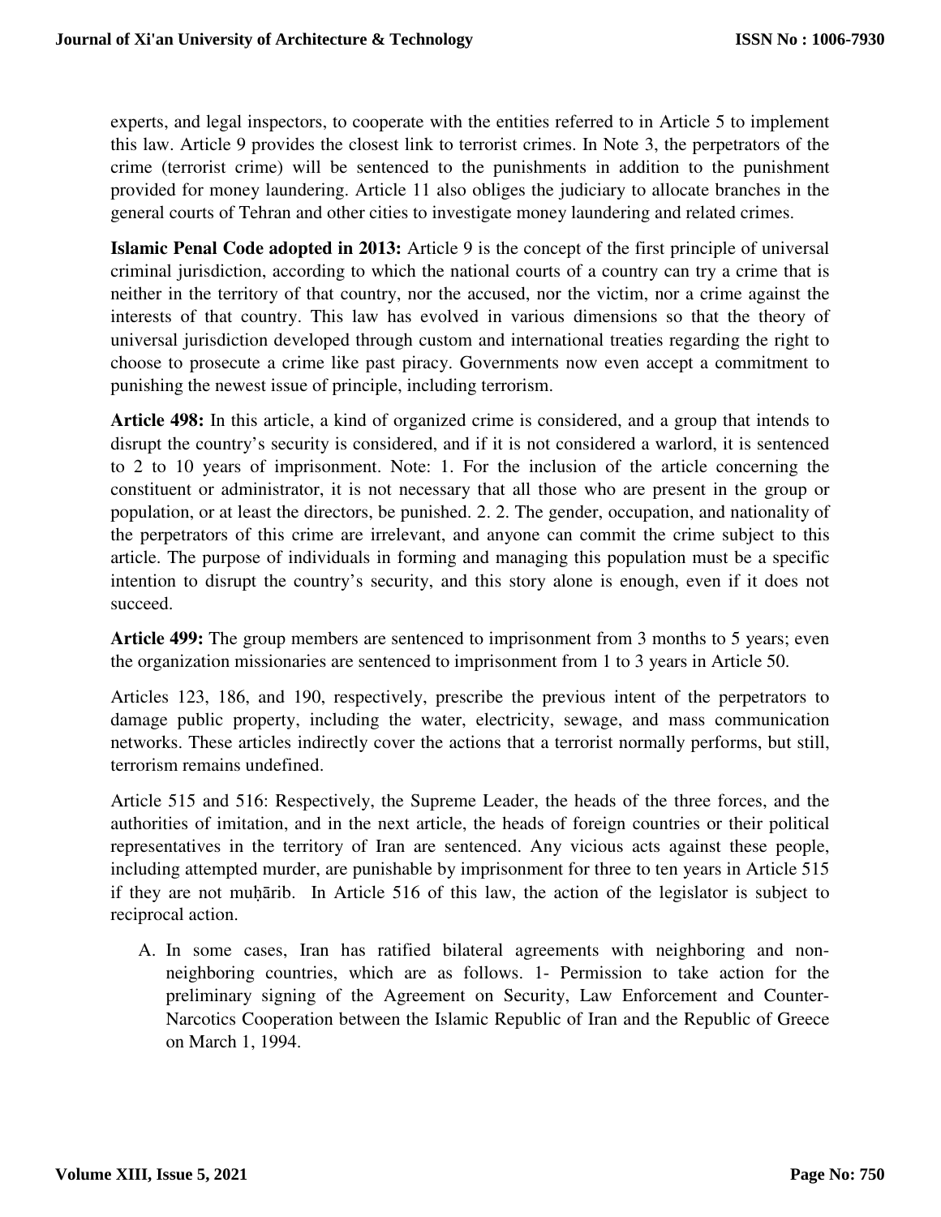experts, and legal inspectors, to cooperate with the entities referred to in Article 5 to implement this law. Article 9 provides the closest link to terrorist crimes. In Note 3, the perpetrators of the crime (terrorist crime) will be sentenced to the punishments in addition to the punishment provided for money laundering. Article 11 also obliges the judiciary to allocate branches in the general courts of Tehran and other cities to investigate money laundering and related crimes.

**Islamic Penal Code adopted in 2013:** Article 9 is the concept of the first principle of universal criminal jurisdiction, according to which the national courts of a country can try a crime that is neither in the territory of that country, nor the accused, nor the victim, nor a crime against the interests of that country. This law has evolved in various dimensions so that the theory of universal jurisdiction developed through custom and international treaties regarding the right to choose to prosecute a crime like past piracy. Governments now even accept a commitment to punishing the newest issue of principle, including terrorism.

**Article 498:** In this article, a kind of organized crime is considered, and a group that intends to disrupt the country's security is considered, and if it is not considered a warlord, it is sentenced to 2 to 10 years of imprisonment. Note: 1. For the inclusion of the article concerning the constituent or administrator, it is not necessary that all those who are present in the group or population, or at least the directors, be punished. 2. 2. The gender, occupation, and nationality of the perpetrators of this crime are irrelevant, and anyone can commit the crime subject to this article. The purpose of individuals in forming and managing this population must be a specific intention to disrupt the country's security, and this story alone is enough, even if it does not succeed.

**Article 499:** The group members are sentenced to imprisonment from 3 months to 5 years; even the organization missionaries are sentenced to imprisonment from 1 to 3 years in Article 50.

Articles 123, 186, and 190, respectively, prescribe the previous intent of the perpetrators to damage public property, including the water, electricity, sewage, and mass communication networks. These articles indirectly cover the actions that a terrorist normally performs, but still, terrorism remains undefined.

Article 515 and 516: Respectively, the Supreme Leader, the heads of the three forces, and the authorities of imitation, and in the next article, the heads of foreign countries or their political representatives in the territory of Iran are sentenced. Any vicious acts against these people, including attempted murder, are punishable by imprisonment for three to ten years in Article 515 if they are not muḥārib. In Article 516 of this law, the action of the legislator is subject to reciprocal action.

A. In some cases, Iran has ratified bilateral agreements with neighboring and non-neighboring countries, which are as follows. 1- Permission to take action for the preliminary signing of the Agreement on Security, Law Enforcement and Counter-Narcotics Cooperation between the Islamic Republic of Iran and the Republic of Greece on March 1, 1994.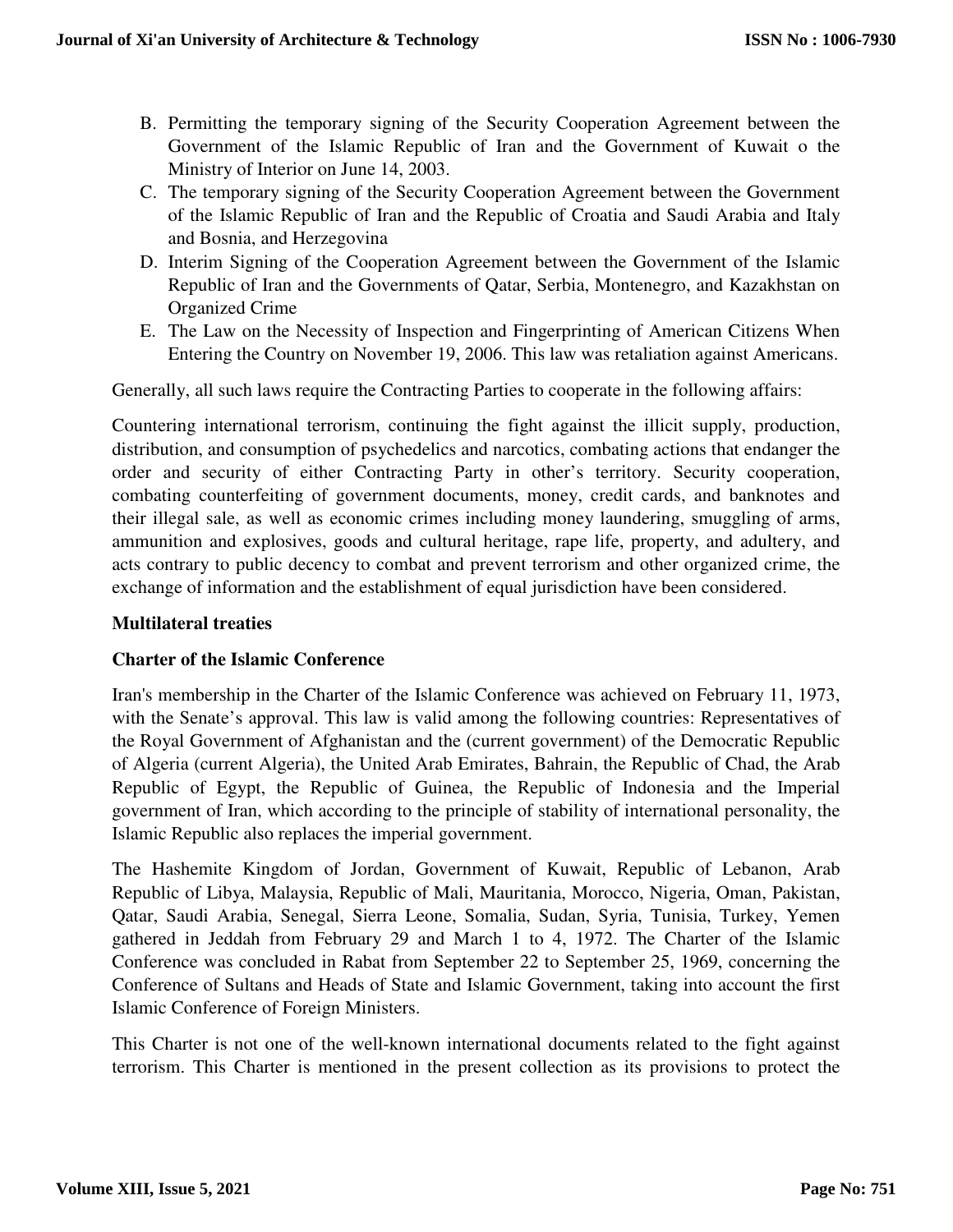B. Permitting the temporary signing of the Security Cooperation Agreement between the Government of the Islamic Republic of Iran and the Government of Kuwait o the Ministry of Interior on June 14, 2003.
C. The temporary signing of the Security Cooperation Agreement between the Government of the Islamic Republic of Iran and the Republic of Croatia and Saudi Arabia and Italy and Bosnia, and Herzegovina
D. Interim Signing of the Cooperation Agreement between the Government of the Islamic Republic of Iran and the Governments of Qatar, Serbia, Montenegro, and Kazakhstan on Organized Crime
E. The Law on the Necessity of Inspection and Fingerprinting of American Citizens When Entering the Country on November 19, 2006. This law was retaliation against Americans.

Generally, all such laws require the Contracting Parties to cooperate in the following affairs:

Countering international terrorism, continuing the fight against the illicit supply, production, distribution, and consumption of psychedelics and narcotics, combating actions that endanger the order and security of either Contracting Party in other's territory. Security cooperation, combating counterfeiting of government documents, money, credit cards, and banknotes and their illegal sale, as well as economic crimes including money laundering, smuggling of arms, ammunition and explosives, goods and cultural heritage, rape life, property, and adultery, and acts contrary to public decency to combat and prevent terrorism and other organized crime, the exchange of information and the establishment of equal jurisdiction have been considered.

**Multilateral treaties**

**Charter of the Islamic Conference**

Iran's membership in the Charter of the Islamic Conference was achieved on February 11, 1973, with the Senate's approval. This law is valid among the following countries: Representatives of the Royal Government of Afghanistan and the (current government) of the Democratic Republic of Algeria (current Algeria), the United Arab Emirates, Bahrain, the Republic of Chad, the Arab Republic of Egypt, the Republic of Guinea, the Republic of Indonesia and the Imperial government of Iran, which according to the principle of stability of international personality, the Islamic Republic also replaces the imperial government.

The Hashemite Kingdom of Jordan, Government of Kuwait, Republic of Lebanon, Arab Republic of Libya, Malaysia, Republic of Mali, Mauritania, Morocco, Nigeria, Oman, Pakistan, Qatar, Saudi Arabia, Senegal, Sierra Leone, Somalia, Sudan, Syria, Tunisia, Turkey, Yemen gathered in Jeddah from February 29 and March 1 to 4, 1972. The Charter of the Islamic Conference was concluded in Rabat from September 22 to September 25, 1969, concerning the Conference of Sultans and Heads of State and Islamic Government, taking into account the first Islamic Conference of Foreign Ministers.

This Charter is not one of the well-known international documents related to the fight against terrorism. This Charter is mentioned in the present collection as its provisions to protect the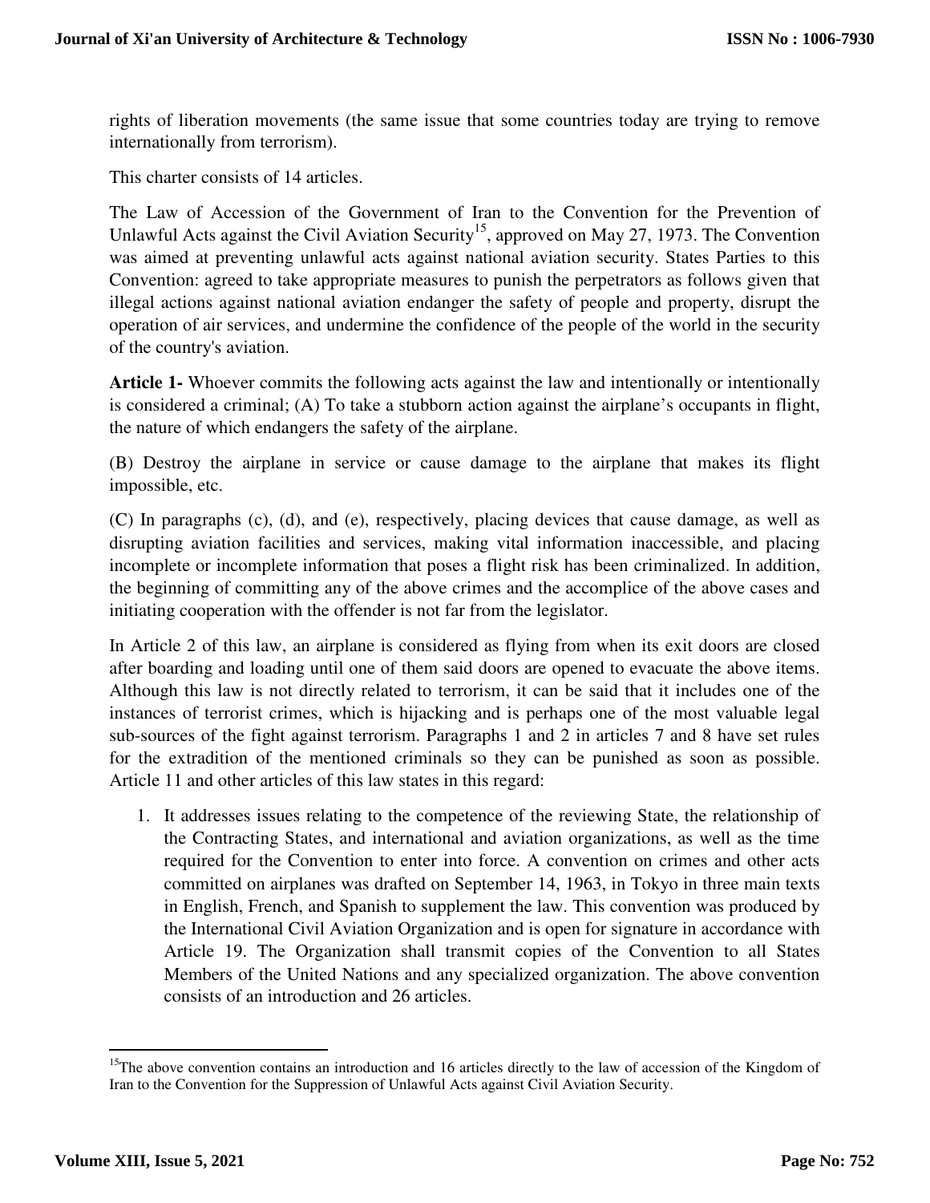rights of liberation movements (the same issue that some countries today are trying to remove internationally from terrorism).

This charter consists of 14 articles.

The Law of Accession of the Government of Iran to the Convention for the Prevention of Unlawful Acts against the Civil Aviation Security[15], approved on May 27, 1973. The Convention was aimed at preventing unlawful acts against national aviation security. States Parties to this Convention: agreed to take appropriate measures to punish the perpetrators as follows given that illegal actions against national aviation endanger the safety of people and property, disrupt the operation of air services, and undermine the confidence of the people of the world in the security of the country's aviation.

**Article 1-** Whoever commits the following acts against the law and intentionally or intentionally is considered a criminal; (A) To take a stubborn action against the airplane's occupants in flight, the nature of which endangers the safety of the airplane.

(B) Destroy the airplane in service or cause damage to the airplane that makes its flight impossible, etc.

(C) In paragraphs (c), (d), and (e), respectively, placing devices that cause damage, as well as disrupting aviation facilities and services, making vital information inaccessible, and placing incomplete or incomplete information that poses a flight risk has been criminalized. In addition, the beginning of committing any of the above crimes and the accomplice of the above cases and initiating cooperation with the offender is not far from the legislator.

In Article 2 of this law, an airplane is considered as flying from when its exit doors are closed after boarding and loading until one of them said doors are opened to evacuate the above items. Although this law is not directly related to terrorism, it can be said that it includes one of the instances of terrorist crimes, which is hijacking and is perhaps one of the most valuable legal sub-sources of the fight against terrorism. Paragraphs 1 and 2 in articles 7 and 8 have set rules for the extradition of the mentioned criminals so they can be punished as soon as possible. Article 11 and other articles of this law states in this regard:

1. It addresses issues relating to the competence of the reviewing State, the relationship of the Contracting States, and international and aviation organizations, as well as the time required for the Convention to enter into force. A convention on crimes and other acts committed on airplanes was drafted on September 14, 1963, in Tokyo in three main texts in English, French, and Spanish to supplement the law. This convention was produced by the International Civil Aviation Organization and is open for signature in accordance with Article 19. The Organization shall transmit copies of the Convention to all States Members of the United Nations and any specialized organization. The above convention consists of an introduction and 26 articles.

---

[15] The above convention contains an introduction and 16 articles directly to the law of accession of the Kingdom of Iran to the Convention for the Suppression of Unlawful Acts against Civil Aviation Security.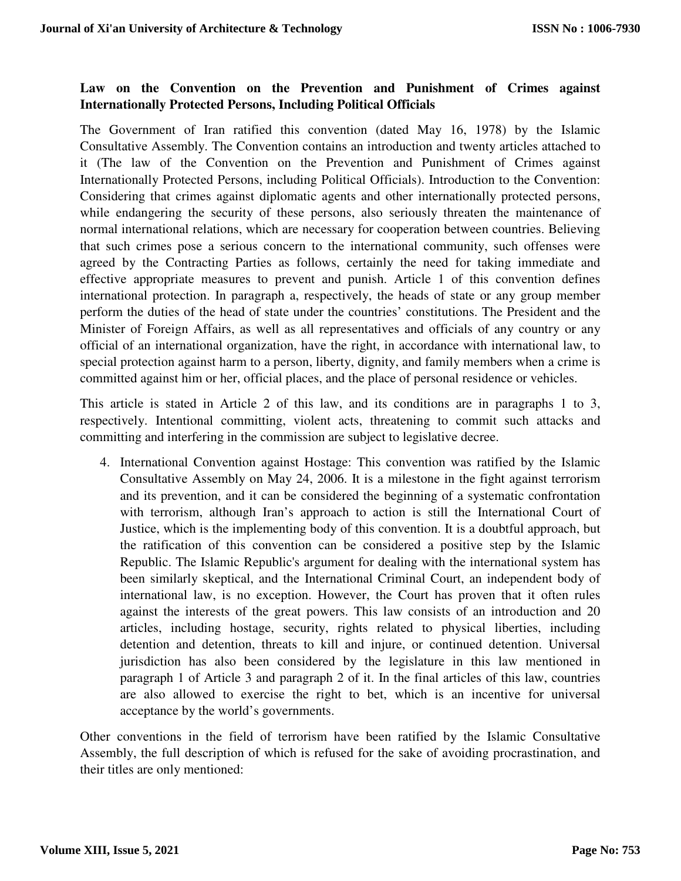**Law on the Convention on the Prevention and Punishment of Crimes against Internationally Protected Persons, Including Political Officials**

The Government of Iran ratified this convention (dated May 16, 1978) by the Islamic Consultative Assembly. The Convention contains an introduction and twenty articles attached to it (The law of the Convention on the Prevention and Punishment of Crimes against Internationally Protected Persons, including Political Officials). Introduction to the Convention: Considering that crimes against diplomatic agents and other internationally protected persons, while endangering the security of these persons, also seriously threaten the maintenance of normal international relations, which are necessary for cooperation between countries. Believing that such crimes pose a serious concern to the international community, such offenses were agreed by the Contracting Parties as follows, certainly the need for taking immediate and effective appropriate measures to prevent and punish. Article 1 of this convention defines international protection. In paragraph a, respectively, the heads of state or any group member perform the duties of the head of state under the countries' constitutions. The President and the Minister of Foreign Affairs, as well as all representatives and officials of any country or any official of an international organization, have the right, in accordance with international law, to special protection against harm to a person, liberty, dignity, and family members when a crime is committed against him or her, official places, and the place of personal residence or vehicles.

This article is stated in Article 2 of this law, and its conditions are in paragraphs 1 to 3, respectively. Intentional committing, violent acts, threatening to commit such attacks and committing and interfering in the commission are subject to legislative decree.

4. International Convention against Hostage: This convention was ratified by the Islamic Consultative Assembly on May 24, 2006. It is a milestone in the fight against terrorism and its prevention, and it can be considered the beginning of a systematic confrontation with terrorism, although Iran's approach to action is still the International Court of Justice, which is the implementing body of this convention. It is a doubtful approach, but the ratification of this convention can be considered a positive step by the Islamic Republic. The Islamic Republic's argument for dealing with the international system has been similarly skeptical, and the International Criminal Court, an independent body of international law, is no exception. However, the Court has proven that it often rules against the interests of the great powers. This law consists of an introduction and 20 articles, including hostage, security, rights related to physical liberties, including detention and detention, threats to kill and injure, or continued detention. Universal jurisdiction has also been considered by the legislature in this law mentioned in paragraph 1 of Article 3 and paragraph 2 of it. In the final articles of this law, countries are also allowed to exercise the right to bet, which is an incentive for universal acceptance by the world's governments.

Other conventions in the field of terrorism have been ratified by the Islamic Consultative Assembly, the full description of which is refused for the sake of avoiding procrastination, and their titles are only mentioned: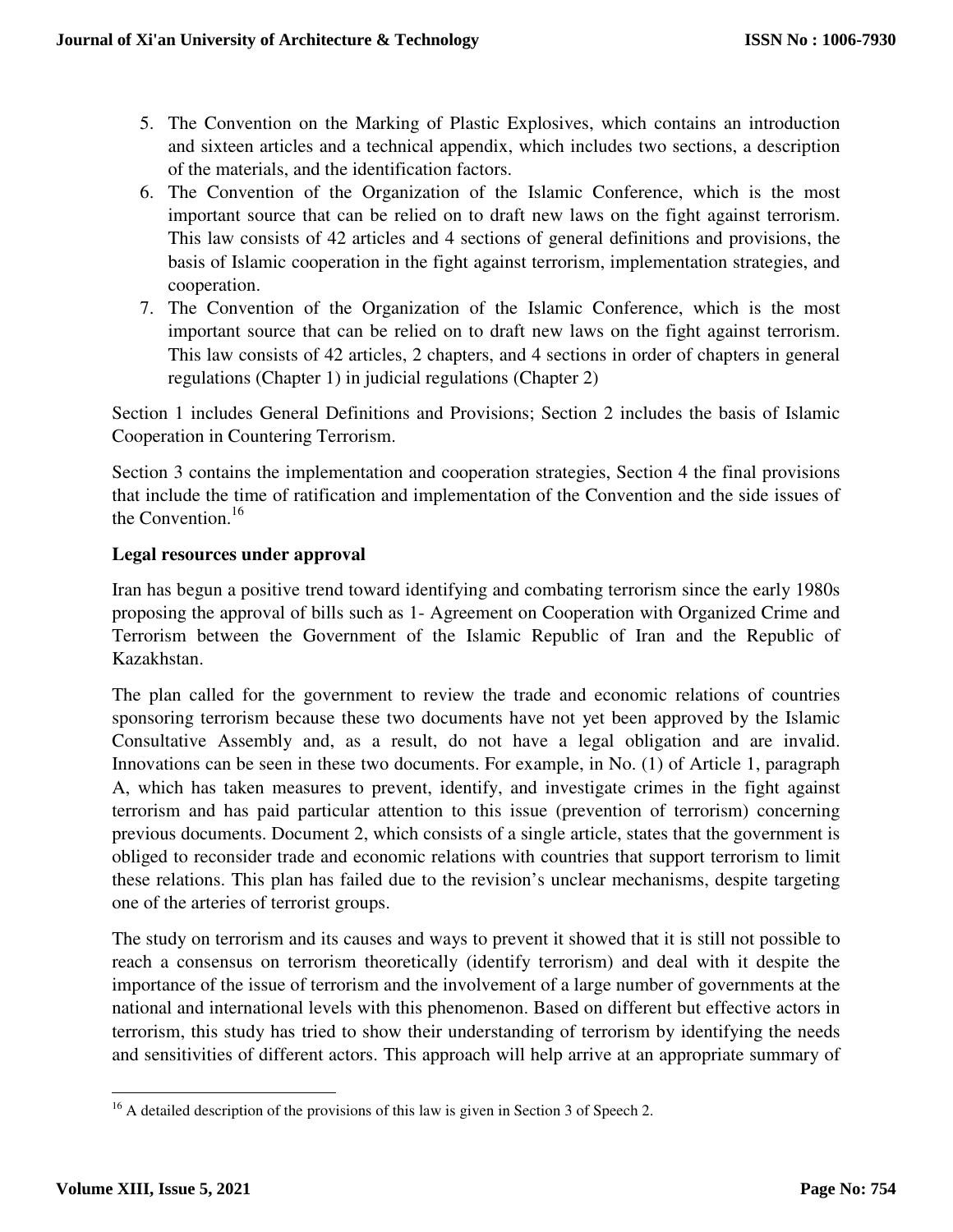5. The Convention on the Marking of Plastic Explosives, which contains an introduction and sixteen articles and a technical appendix, which includes two sections, a description of the materials, and the identification factors.
6. The Convention of the Organization of the Islamic Conference, which is the most important source that can be relied on to draft new laws on the fight against terrorism. This law consists of 42 articles and 4 sections of general definitions and provisions, the basis of Islamic cooperation in the fight against terrorism, implementation strategies, and cooperation.
7. The Convention of the Organization of the Islamic Conference, which is the most important source that can be relied on to draft new laws on the fight against terrorism. This law consists of 42 articles, 2 chapters, and 4 sections in order of chapters in general regulations (Chapter 1) in judicial regulations (Chapter 2)

Section 1 includes General Definitions and Provisions; Section 2 includes the basis of Islamic Cooperation in Countering Terrorism.

Section 3 contains the implementation and cooperation strategies, Section 4 the final provisions that include the time of ratification and implementation of the Convention and the side issues of the Convention.[16]

### Legal resources under approval

Iran has begun a positive trend toward identifying and combating terrorism since the early 1980s proposing the approval of bills such as 1- Agreement on Cooperation with Organized Crime and Terrorism between the Government of the Islamic Republic of Iran and the Republic of Kazakhstan.

The plan called for the government to review the trade and economic relations of countries sponsoring terrorism because these two documents have not yet been approved by the Islamic Consultative Assembly and, as a result, do not have a legal obligation and are invalid. Innovations can be seen in these two documents. For example, in No. (1) of Article 1, paragraph A, which has taken measures to prevent, identify, and investigate crimes in the fight against terrorism and has paid particular attention to this issue (prevention of terrorism) concerning previous documents. Document 2, which consists of a single article, states that the government is obliged to reconsider trade and economic relations with countries that support terrorism to limit these relations. This plan has failed due to the revision's unclear mechanisms, despite targeting one of the arteries of terrorist groups.

The study on terrorism and its causes and ways to prevent it showed that it is still not possible to reach a consensus on terrorism theoretically (identify terrorism) and deal with it despite the importance of the issue of terrorism and the involvement of a large number of governments at the national and international levels with this phenomenon. Based on different but effective actors in terrorism, this study has tried to show their understanding of terrorism by identifying the needs and sensitivities of different actors. This approach will help arrive at an appropriate summary of

[16] A detailed description of the provisions of this law is given in Section 3 of Speech 2.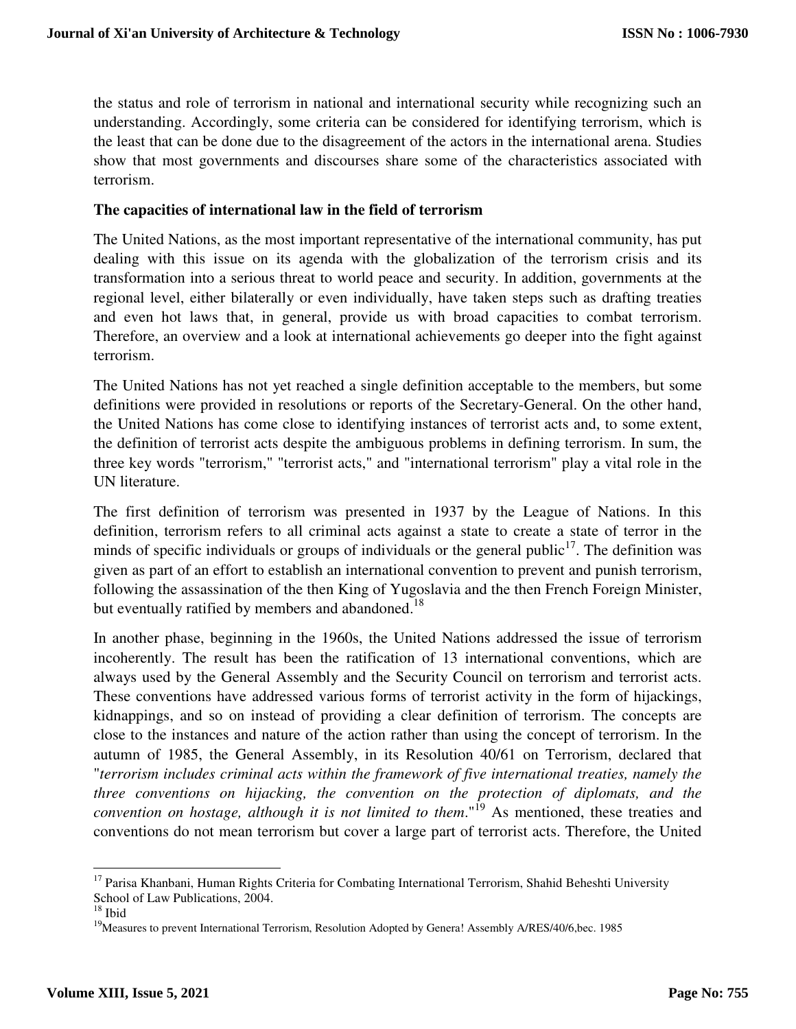the status and role of terrorism in national and international security while recognizing such an understanding. Accordingly, some criteria can be considered for identifying terrorism, which is the least that can be done due to the disagreement of the actors in the international arena. Studies show that most governments and discourses share some of the characteristics associated with terrorism.

**The capacities of international law in the field of terrorism**

The United Nations, as the most important representative of the international community, has put dealing with this issue on its agenda with the globalization of the terrorism crisis and its transformation into a serious threat to world peace and security. In addition, governments at the regional level, either bilaterally or even individually, have taken steps such as drafting treaties and even hot laws that, in general, provide us with broad capacities to combat terrorism. Therefore, an overview and a look at international achievements go deeper into the fight against terrorism.

The United Nations has not yet reached a single definition acceptable to the members, but some definitions were provided in resolutions or reports of the Secretary-General. On the other hand, the United Nations has come close to identifying instances of terrorist acts and, to some extent, the definition of terrorist acts despite the ambiguous problems in defining terrorism. In sum, the three key words "terrorism," "terrorist acts," and "international terrorism" play a vital role in the UN literature.

The first definition of terrorism was presented in 1937 by the League of Nations. In this definition, terrorism refers to all criminal acts against a state to create a state of terror in the minds of specific individuals or groups of individuals or the general public[17]. The definition was given as part of an effort to establish an international convention to prevent and punish terrorism, following the assassination of the then King of Yugoslavia and the then French Foreign Minister, but eventually ratified by members and abandoned.[18]

In another phase, beginning in the 1960s, the United Nations addressed the issue of terrorism incoherently. The result has been the ratification of 13 international conventions, which are always used by the General Assembly and the Security Council on terrorism and terrorist acts. These conventions have addressed various forms of terrorist activity in the form of hijackings, kidnappings, and so on instead of providing a clear definition of terrorism. The concepts are close to the instances and nature of the action rather than using the concept of terrorism. In the autumn of 1985, the General Assembly, in its Resolution 40/61 on Terrorism, declared that "*terrorism includes criminal acts within the framework of five international treaties, namely the three conventions on hijacking, the convention on the protection of diplomats, and the convention on hostage, although it is not limited to them*."[19] As mentioned, these treaties and conventions do not mean terrorism but cover a large part of terrorist acts. Therefore, the United

---

[17] Parisa Khanbani, Human Rights Criteria for Combating International Terrorism, Shahid Beheshti University School of Law Publications, 2004.

[18] Ibid

[19] Measures to prevent International Terrorism, Resolution Adopted by Genera! Assembly A/RES/40/6,bec. 1985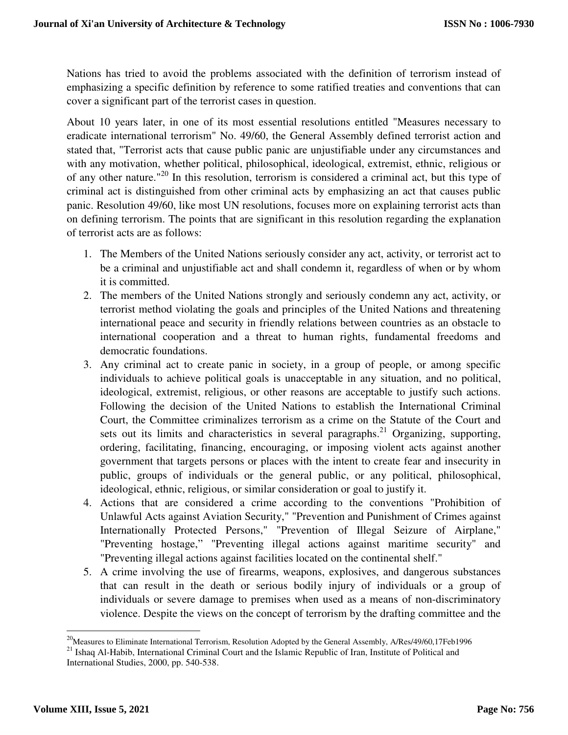Nations has tried to avoid the problems associated with the definition of terrorism instead of emphasizing a specific definition by reference to some ratified treaties and conventions that can cover a significant part of the terrorist cases in question.

About 10 years later, in one of its most essential resolutions entitled "Measures necessary to eradicate international terrorism" No. 49/60, the General Assembly defined terrorist action and stated that, "Terrorist acts that cause public panic are unjustifiable under any circumstances and with any motivation, whether political, philosophical, ideological, extremist, ethnic, religious or of any other nature."[20] In this resolution, terrorism is considered a criminal act, but this type of criminal act is distinguished from other criminal acts by emphasizing an act that causes public panic. Resolution 49/60, like most UN resolutions, focuses more on explaining terrorist acts than on defining terrorism. The points that are significant in this resolution regarding the explanation of terrorist acts are as follows:

1. The Members of the United Nations seriously consider any act, activity, or terrorist act to be a criminal and unjustifiable act and shall condemn it, regardless of when or by whom it is committed.
2. The members of the United Nations strongly and seriously condemn any act, activity, or terrorist method violating the goals and principles of the United Nations and threatening international peace and security in friendly relations between countries as an obstacle to international cooperation and a threat to human rights, fundamental freedoms and democratic foundations.
3. Any criminal act to create panic in society, in a group of people, or among specific individuals to achieve political goals is unacceptable in any situation, and no political, ideological, extremist, religious, or other reasons are acceptable to justify such actions. Following the decision of the United Nations to establish the International Criminal Court, the Committee criminalizes terrorism as a crime on the Statute of the Court and sets out its limits and characteristics in several paragraphs.[21] Organizing, supporting, ordering, facilitating, financing, encouraging, or imposing violent acts against another government that targets persons or places with the intent to create fear and insecurity in public, groups of individuals or the general public, or any political, philosophical, ideological, ethnic, religious, or similar consideration or goal to justify it.
4. Actions that are considered a crime according to the conventions "Prohibition of Unlawful Acts against Aviation Security," "Prevention and Punishment of Crimes against Internationally Protected Persons," "Prevention of Illegal Seizure of Airplane," "Preventing hostage," "Preventing illegal actions against maritime security" and "Preventing illegal actions against facilities located on the continental shelf."
5. A crime involving the use of firearms, weapons, explosives, and dangerous substances that can result in the death or serious bodily injury of individuals or a group of individuals or severe damage to premises when used as a means of non-discriminatory violence. Despite the views on the concept of terrorism by the drafting committee and the

---

[20] Measures to Eliminate International Terrorism, Resolution Adopted by the General Assembly, A/Res/49/60,17Feb1996

[21] Ishaq Al-Habib, International Criminal Court and the Islamic Republic of Iran, Institute of Political and International Studies, 2000, pp. 540-538.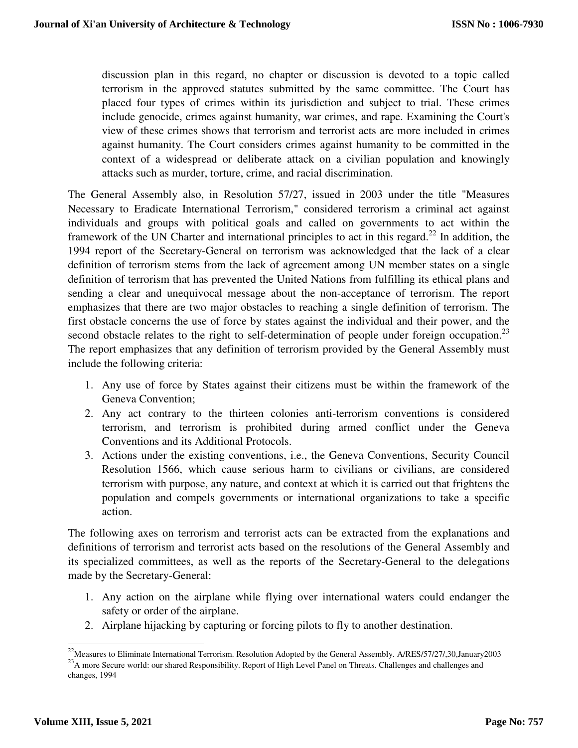discussion plan in this regard, no chapter or discussion is devoted to a topic called terrorism in the approved statutes submitted by the same committee. The Court has placed four types of crimes within its jurisdiction and subject to trial. These crimes include genocide, crimes against humanity, war crimes, and rape. Examining the Court's view of these crimes shows that terrorism and terrorist acts are more included in crimes against humanity. The Court considers crimes against humanity to be committed in the context of a widespread or deliberate attack on a civilian population and knowingly attacks such as murder, torture, crime, and racial discrimination.

The General Assembly also, in Resolution 57/27, issued in 2003 under the title "Measures Necessary to Eradicate International Terrorism," considered terrorism a criminal act against individuals and groups with political goals and called on governments to act within the framework of the UN Charter and international principles to act in this regard.[22] In addition, the 1994 report of the Secretary-General on terrorism was acknowledged that the lack of a clear definition of terrorism stems from the lack of agreement among UN member states on a single definition of terrorism that has prevented the United Nations from fulfilling its ethical plans and sending a clear and unequivocal message about the non-acceptance of terrorism. The report emphasizes that there are two major obstacles to reaching a single definition of terrorism. The first obstacle concerns the use of force by states against the individual and their power, and the second obstacle relates to the right to self-determination of people under foreign occupation.[23] The report emphasizes that any definition of terrorism provided by the General Assembly must include the following criteria:

1. Any use of force by States against their citizens must be within the framework of the Geneva Convention;
2. Any act contrary to the thirteen colonies anti-terrorism conventions is considered terrorism, and terrorism is prohibited during armed conflict under the Geneva Conventions and its Additional Protocols.
3. Actions under the existing conventions, i.e., the Geneva Conventions, Security Council Resolution 1566, which cause serious harm to civilians or civilians, are considered terrorism with purpose, any nature, and context at which it is carried out that frightens the population and compels governments or international organizations to take a specific action.

The following axes on terrorism and terrorist acts can be extracted from the explanations and definitions of terrorism and terrorist acts based on the resolutions of the General Assembly and its specialized committees, as well as the reports of the Secretary-General to the delegations made by the Secretary-General:

1. Any action on the airplane while flying over international waters could endanger the safety or order of the airplane.
2. Airplane hijacking by capturing or forcing pilots to fly to another destination.

[22]Measures to Eliminate International Terrorism. Resolution Adopted by the General Assembly. A/RES/57/27/,30,January2003

[23]A more Secure world: our shared Responsibility. Report of High Level Panel on Threats. Challenges and challenges and changes, 1994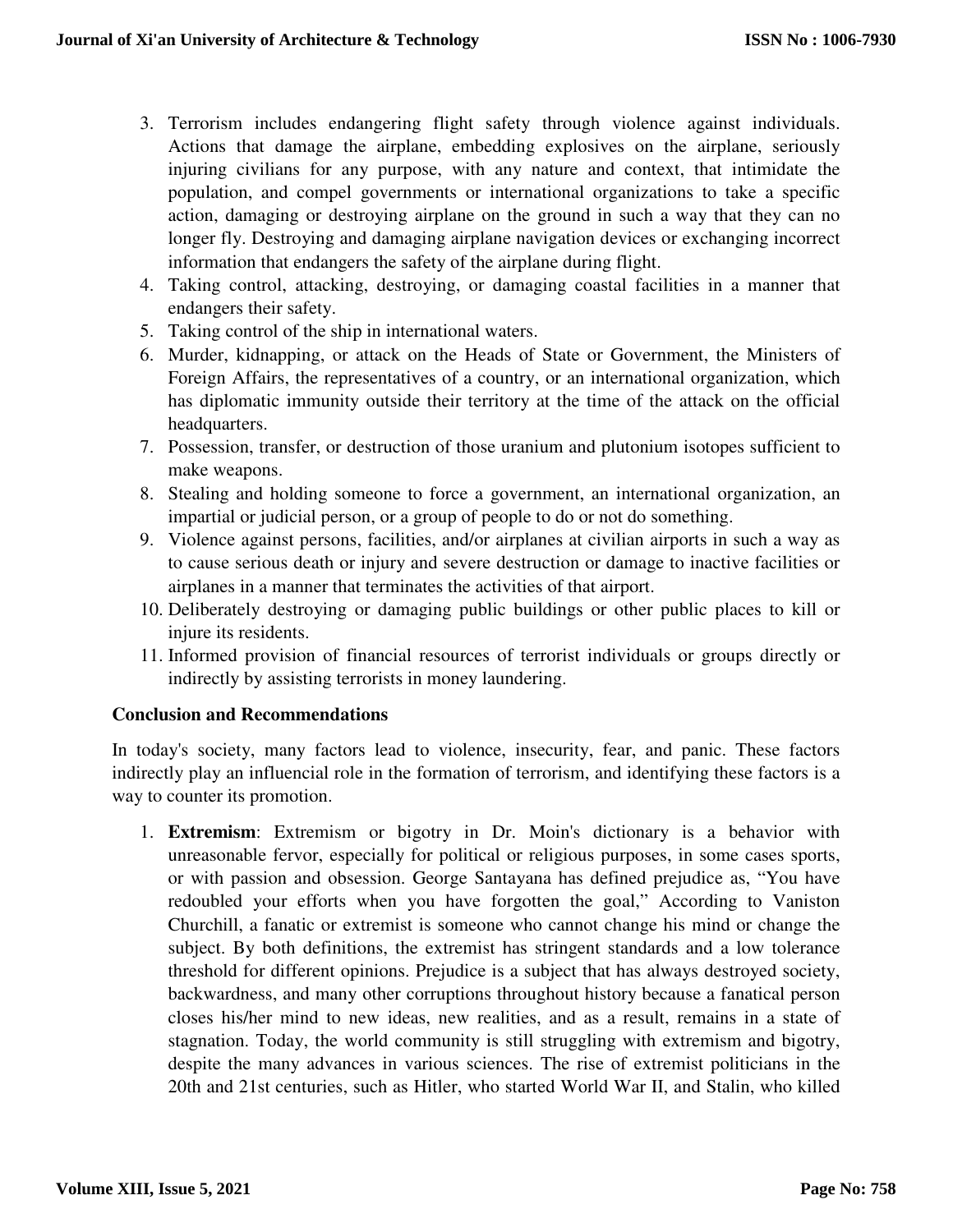3. Terrorism includes endangering flight safety through violence against individuals. Actions that damage the airplane, embedding explosives on the airplane, seriously injuring civilians for any purpose, with any nature and context, that intimidate the population, and compel governments or international organizations to take a specific action, damaging or destroying airplane on the ground in such a way that they can no longer fly. Destroying and damaging airplane navigation devices or exchanging incorrect information that endangers the safety of the airplane during flight.
4. Taking control, attacking, destroying, or damaging coastal facilities in a manner that endangers their safety.
5. Taking control of the ship in international waters.
6. Murder, kidnapping, or attack on the Heads of State or Government, the Ministers of Foreign Affairs, the representatives of a country, or an international organization, which has diplomatic immunity outside their territory at the time of the attack on the official headquarters.
7. Possession, transfer, or destruction of those uranium and plutonium isotopes sufficient to make weapons.
8. Stealing and holding someone to force a government, an international organization, an impartial or judicial person, or a group of people to do or not do something.
9. Violence against persons, facilities, and/or airplanes at civilian airports in such a way as to cause serious death or injury and severe destruction or damage to inactive facilities or airplanes in a manner that terminates the activities of that airport.
10. Deliberately destroying or damaging public buildings or other public places to kill or injure its residents.
11. Informed provision of financial resources of terrorist individuals or groups directly or indirectly by assisting terrorists in money laundering.

## Conclusion and Recommendations

In today's society, many factors lead to violence, insecurity, fear, and panic. These factors indirectly play an influencial role in the formation of terrorism, and identifying these factors is a way to counter its promotion.

1. **Extremism**: Extremism or bigotry in Dr. Moin's dictionary is a behavior with unreasonable fervor, especially for political or religious purposes, in some cases sports, or with passion and obsession. George Santayana has defined prejudice as, "You have redoubled your efforts when you have forgotten the goal," According to Vaniston Churchill, a fanatic or extremist is someone who cannot change his mind or change the subject. By both definitions, the extremist has stringent standards and a low tolerance threshold for different opinions. Prejudice is a subject that has always destroyed society, backwardness, and many other corruptions throughout history because a fanatical person closes his/her mind to new ideas, new realities, and as a result, remains in a state of stagnation. Today, the world community is still struggling with extremism and bigotry, despite the many advances in various sciences. The rise of extremist politicians in the 20th and 21st centuries, such as Hitler, who started World War II, and Stalin, who killed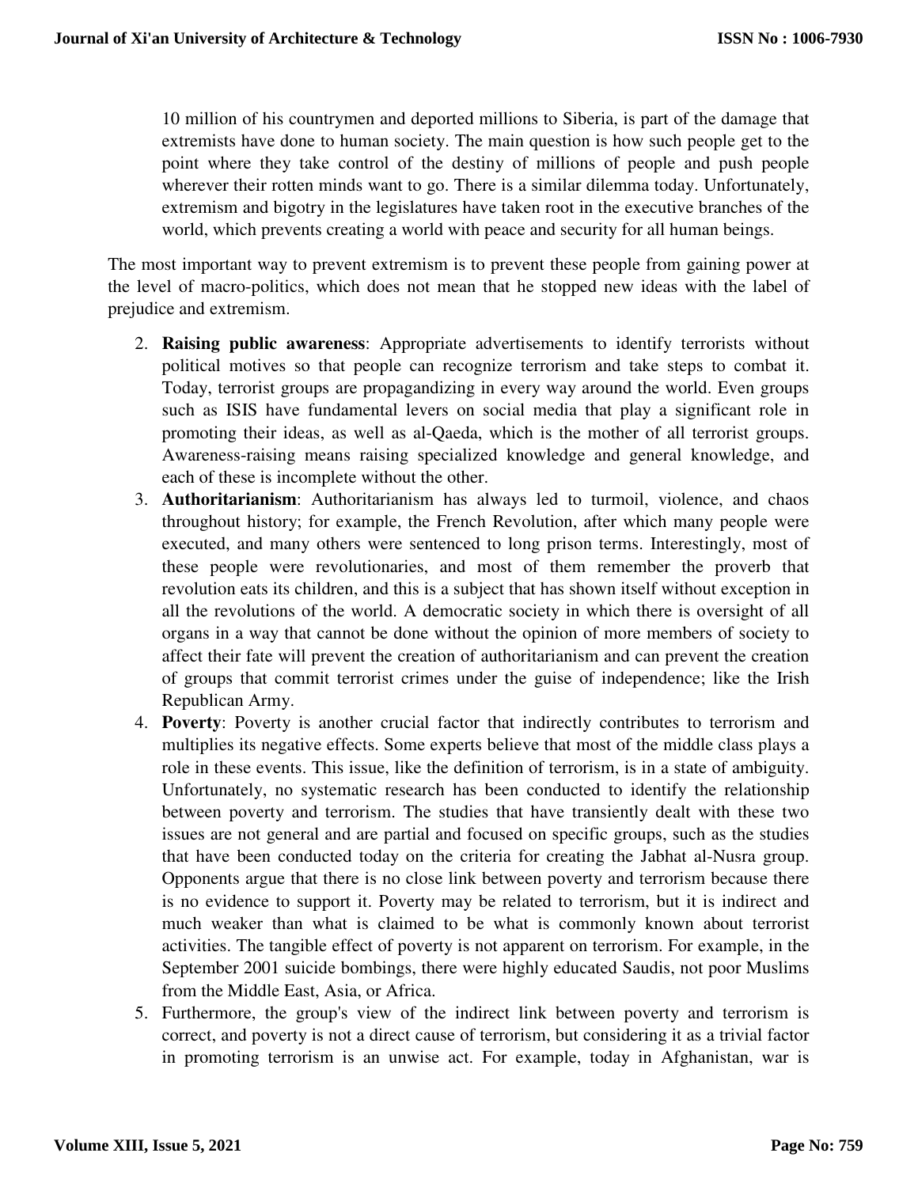10 million of his countrymen and deported millions to Siberia, is part of the damage that extremists have done to human society. The main question is how such people get to the point where they take control of the destiny of millions of people and push people wherever their rotten minds want to go. There is a similar dilemma today. Unfortunately, extremism and bigotry in the legislatures have taken root in the executive branches of the world, which prevents creating a world with peace and security for all human beings.

The most important way to prevent extremism is to prevent these people from gaining power at the level of macro-politics, which does not mean that he stopped new ideas with the label of prejudice and extremism.

2. **Raising public awareness**: Appropriate advertisements to identify terrorists without political motives so that people can recognize terrorism and take steps to combat it. Today, terrorist groups are propagandizing in every way around the world. Even groups such as ISIS have fundamental levers on social media that play a significant role in promoting their ideas, as well as al-Qaeda, which is the mother of all terrorist groups. Awareness-raising means raising specialized knowledge and general knowledge, and each of these is incomplete without the other.
3. **Authoritarianism**: Authoritarianism has always led to turmoil, violence, and chaos throughout history; for example, the French Revolution, after which many people were executed, and many others were sentenced to long prison terms. Interestingly, most of these people were revolutionaries, and most of them remember the proverb that revolution eats its children, and this is a subject that has shown itself without exception in all the revolutions of the world. A democratic society in which there is oversight of all organs in a way that cannot be done without the opinion of more members of society to affect their fate will prevent the creation of authoritarianism and can prevent the creation of groups that commit terrorist crimes under the guise of independence; like the Irish Republican Army.
4. **Poverty**: Poverty is another crucial factor that indirectly contributes to terrorism and multiplies its negative effects. Some experts believe that most of the middle class plays a role in these events. This issue, like the definition of terrorism, is in a state of ambiguity. Unfortunately, no systematic research has been conducted to identify the relationship between poverty and terrorism. The studies that have transiently dealt with these two issues are not general and are partial and focused on specific groups, such as the studies that have been conducted today on the criteria for creating the Jabhat al-Nusra group. Opponents argue that there is no close link between poverty and terrorism because there is no evidence to support it. Poverty may be related to terrorism, but it is indirect and much weaker than what is claimed to be what is commonly known about terrorist activities. The tangible effect of poverty is not apparent on terrorism. For example, in the September 2001 suicide bombings, there were highly educated Saudis, not poor Muslims from the Middle East, Asia, or Africa.
5. Furthermore, the group's view of the indirect link between poverty and terrorism is correct, and poverty is not a direct cause of terrorism, but considering it as a trivial factor in promoting terrorism is an unwise act. For example, today in Afghanistan, war is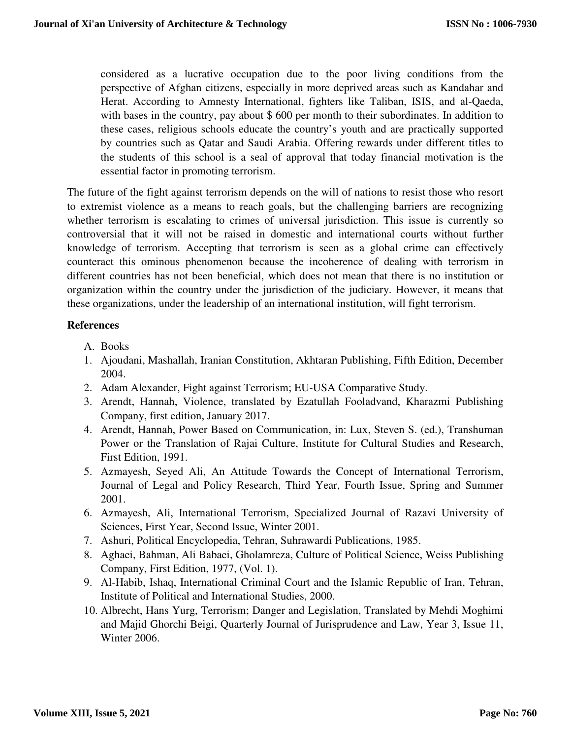considered as a lucrative occupation due to the poor living conditions from the perspective of Afghan citizens, especially in more deprived areas such as Kandahar and Herat. According to Amnesty International, fighters like Taliban, ISIS, and al-Qaeda, with bases in the country, pay about $ 600 per month to their subordinates. In addition to these cases, religious schools educate the country's youth and are practically supported by countries such as Qatar and Saudi Arabia. Offering rewards under different titles to the students of this school is a seal of approval that today financial motivation is the essential factor in promoting terrorism.

The future of the fight against terrorism depends on the will of nations to resist those who resort to extremist violence as a means to reach goals, but the challenging barriers are recognizing whether terrorism is escalating to crimes of universal jurisdiction. This issue is currently so controversial that it will not be raised in domestic and international courts without further knowledge of terrorism. Accepting that terrorism is seen as a global crime can effectively counteract this ominous phenomenon because the incoherence of dealing with terrorism in different countries has not been beneficial, which does not mean that there is no institution or organization within the country under the jurisdiction of the judiciary. However, it means that these organizations, under the leadership of an international institution, will fight terrorism.

**References**

A. Books

1. Ajoudani, Mashallah, Iranian Constitution, Akhtaran Publishing, Fifth Edition, December 2004.
2. Adam Alexander, Fight against Terrorism; EU-USA Comparative Study.
3. Arendt, Hannah, Violence, translated by Ezatullah Fooladvand, Kharazmi Publishing Company, first edition, January 2017.
4. Arendt, Hannah, Power Based on Communication, in: Lux, Steven S. (ed.), Transhuman Power or the Translation of Rajai Culture, Institute for Cultural Studies and Research, First Edition, 1991.
5. Azmayesh, Seyed Ali, An Attitude Towards the Concept of International Terrorism, Journal of Legal and Policy Research, Third Year, Fourth Issue, Spring and Summer 2001.
6. Azmayesh, Ali, International Terrorism, Specialized Journal of Razavi University of Sciences, First Year, Second Issue, Winter 2001.
7. Ashuri, Political Encyclopedia, Tehran, Suhrawardi Publications, 1985.
8. Aghaei, Bahman, Ali Babaei, Gholamreza, Culture of Political Science, Weiss Publishing Company, First Edition, 1977, (Vol. 1).
9. Al-Habib, Ishaq, International Criminal Court and the Islamic Republic of Iran, Tehran, Institute of Political and International Studies, 2000.
10. Albrecht, Hans Yurg, Terrorism; Danger and Legislation, Translated by Mehdi Moghimi and Majid Ghorchi Beigi, Quarterly Journal of Jurisprudence and Law, Year 3, Issue 11, Winter 2006.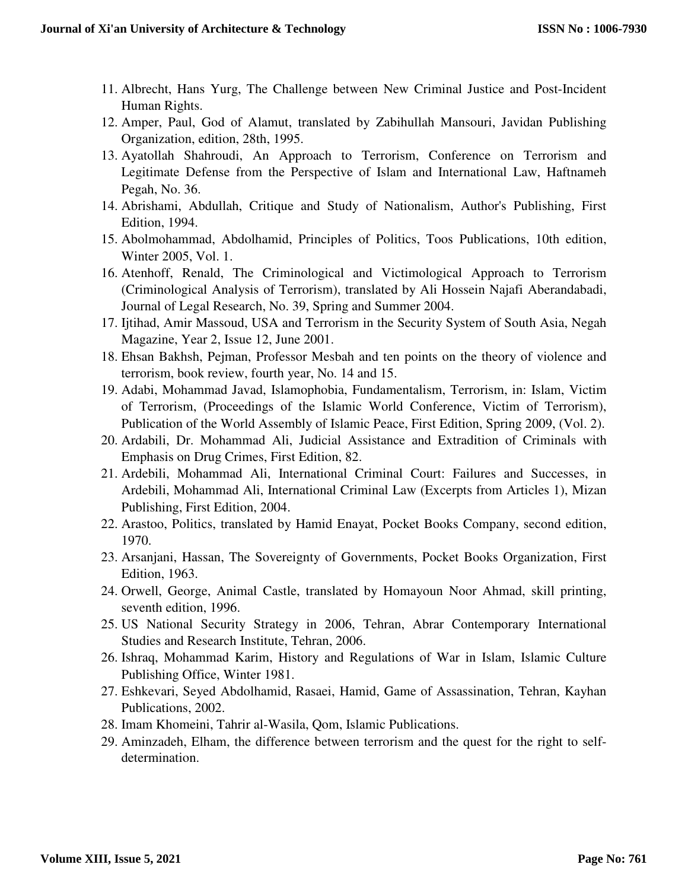11. Albrecht, Hans Yurg, The Challenge between New Criminal Justice and Post-Incident Human Rights.
12. Amper, Paul, God of Alamut, translated by Zabihullah Mansouri, Javidan Publishing Organization, edition, 28th, 1995.
13. Ayatollah Shahroudi, An Approach to Terrorism, Conference on Terrorism and Legitimate Defense from the Perspective of Islam and International Law, Haftnameh Pegah, No. 36.
14. Abrishami, Abdullah, Critique and Study of Nationalism, Author's Publishing, First Edition, 1994.
15. Abolmohammad, Abdolhamid, Principles of Politics, Toos Publications, 10th edition, Winter 2005, Vol. 1.
16. Atenhoff, Renald, The Criminological and Victimological Approach to Terrorism (Criminological Analysis of Terrorism), translated by Ali Hossein Najafi Aberandabadi, Journal of Legal Research, No. 39, Spring and Summer 2004.
17. Ijtihad, Amir Massoud, USA and Terrorism in the Security System of South Asia, Negah Magazine, Year 2, Issue 12, June 2001.
18. Ehsan Bakhsh, Pejman, Professor Mesbah and ten points on the theory of violence and terrorism, book review, fourth year, No. 14 and 15.
19. Adabi, Mohammad Javad, Islamophobia, Fundamentalism, Terrorism, in: Islam, Victim of Terrorism, (Proceedings of the Islamic World Conference, Victim of Terrorism), Publication of the World Assembly of Islamic Peace, First Edition, Spring 2009, (Vol. 2).
20. Ardabili, Dr. Mohammad Ali, Judicial Assistance and Extradition of Criminals with Emphasis on Drug Crimes, First Edition, 82.
21. Ardebili, Mohammad Ali, International Criminal Court: Failures and Successes, in Ardebili, Mohammad Ali, International Criminal Law (Excerpts from Articles 1), Mizan Publishing, First Edition, 2004.
22. Arastoo, Politics, translated by Hamid Enayat, Pocket Books Company, second edition, 1970.
23. Arsanjani, Hassan, The Sovereignty of Governments, Pocket Books Organization, First Edition, 1963.
24. Orwell, George, Animal Castle, translated by Homayoun Noor Ahmad, skill printing, seventh edition, 1996.
25. US National Security Strategy in 2006, Tehran, Abrar Contemporary International Studies and Research Institute, Tehran, 2006.
26. Ishraq, Mohammad Karim, History and Regulations of War in Islam, Islamic Culture Publishing Office, Winter 1981.
27. Eshkevari, Seyed Abdolhamid, Rasaei, Hamid, Game of Assassination, Tehran, Kayhan Publications, 2002.
28. Imam Khomeini, Tahrir al-Wasila, Qom, Islamic Publications.
29. Aminzadeh, Elham, the difference between terrorism and the quest for the right to self-determination.